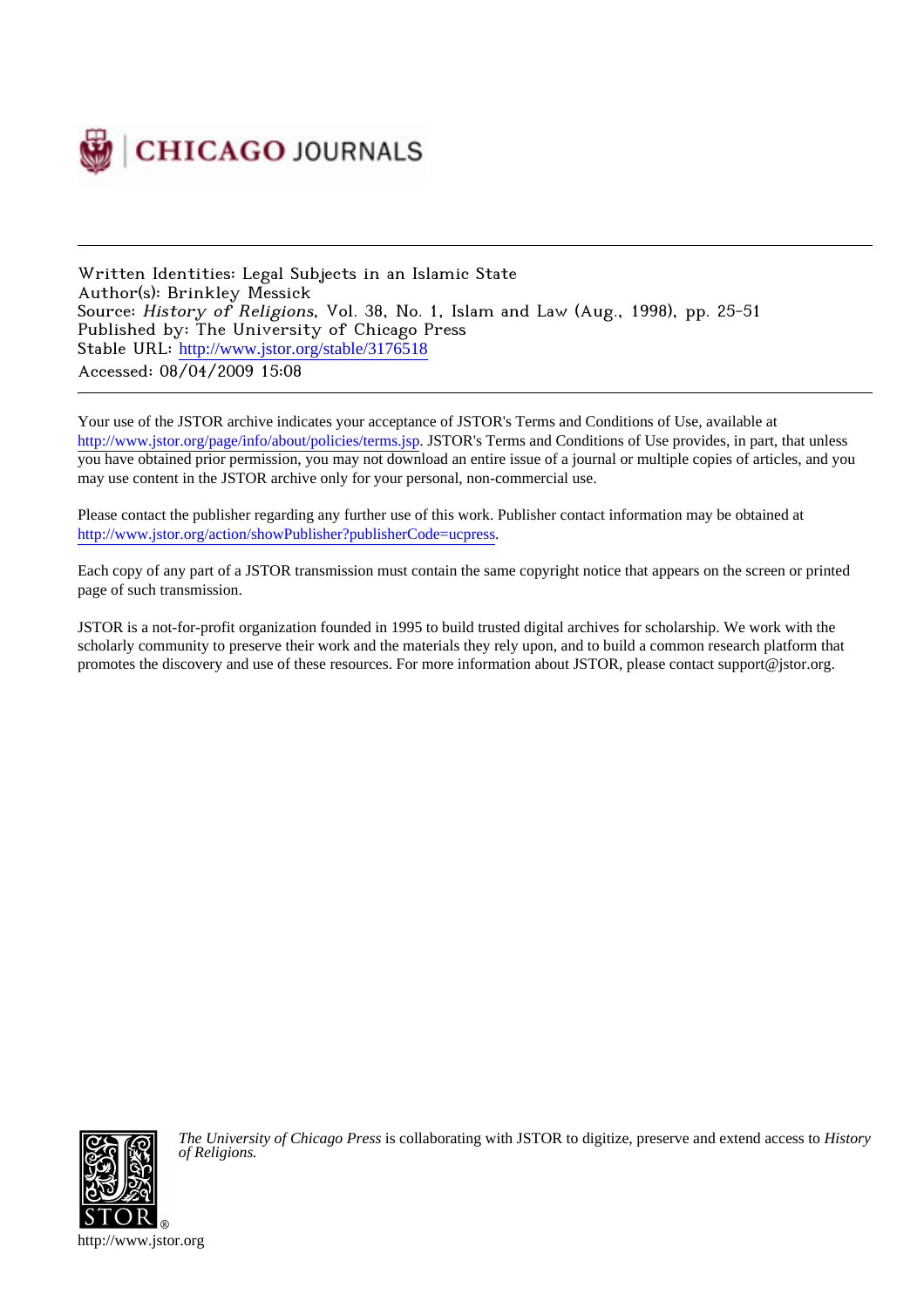CHICAGO JOURNALS

---

Written Identities: Legal Subjects in an Islamic State
Author(s): Brinkley Messick
Source: *History of Religions*, Vol. 38, No. 1, Islam and Law (Aug., 1998), pp. 25-51
Published by: The University of Chicago Press
Stable URL: http://www.jstor.org/stable/3176518
Accessed: 08/04/2009 15:08

---

Your use of the JSTOR archive indicates your acceptance of JSTOR's Terms and Conditions of Use, available at http://www.jstor.org/page/info/about/policies/terms.jsp. JSTOR's Terms and Conditions of Use provides, in part, that unless you have obtained prior permission, you may not download an entire issue of a journal or multiple copies of articles, and you may use content in the JSTOR archive only for your personal, non-commercial use.

Please contact the publisher regarding any further use of this work. Publisher contact information may be obtained at http://www.jstor.org/action/showPublisher?publisherCode=ucpress.

Each copy of any part of a JSTOR transmission must contain the same copyright notice that appears on the screen or printed page of such transmission.

JSTOR is a not-for-profit organization founded in 1995 to build trusted digital archives for scholarship. We work with the scholarly community to preserve their work and the materials they rely upon, and to build a common research platform that promotes the discovery and use of these resources. For more information about JSTOR, please contact support@jstor.org.

*The University of Chicago Press* is collaborating with JSTOR to digitize, preserve and extend access to *History of Religions.*

http://www.jstor.org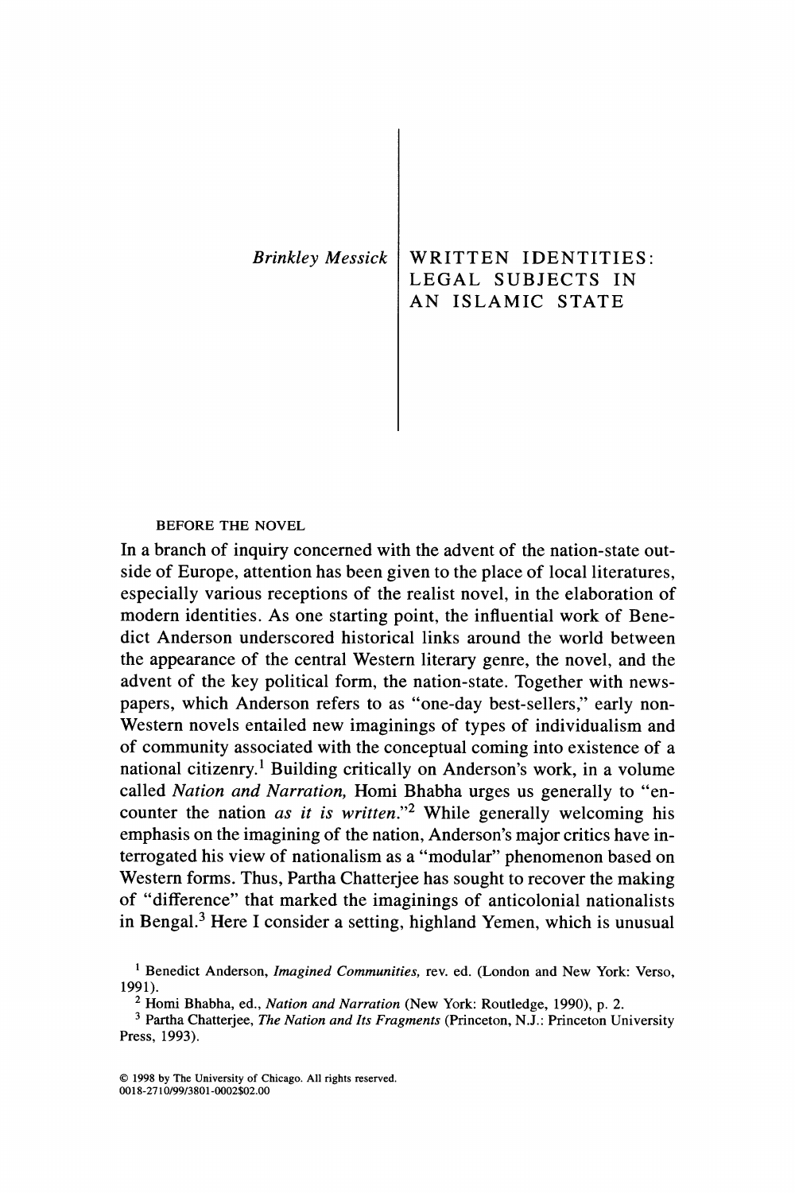*Brinkley Messick*

# WRITTEN IDENTITIES: LEGAL SUBJECTS IN AN ISLAMIC STATE

## BEFORE THE NOVEL

In a branch of inquiry concerned with the advent of the nation-state outside of Europe, attention has been given to the place of local literatures, especially various receptions of the realist novel, in the elaboration of modern identities. As one starting point, the influential work of Benedict Anderson underscored historical links around the world between the appearance of the central Western literary genre, the novel, and the advent of the key political form, the nation-state. Together with newspapers, which Anderson refers to as "one-day best-sellers," early non-Western novels entailed new imaginings of types of individualism and of community associated with the conceptual coming into existence of a national citizenry.[1] Building critically on Anderson's work, in a volume called *Nation and Narration,* Homi Bhabha urges us generally to "encounter the nation *as it is written.*"[2] While generally welcoming his emphasis on the imagining of the nation, Anderson's major critics have interrogated his view of nationalism as a "modular" phenomenon based on Western forms. Thus, Partha Chatterjee has sought to recover the making of "difference" that marked the imaginings of anticolonial nationalists in Bengal.[3] Here I consider a setting, highland Yemen, which is unusual

[1] Benedict Anderson, *Imagined Communities,* rev. ed. (London and New York: Verso, 1991).

[2] Homi Bhabha, ed., *Nation and Narration* (New York: Routledge, 1990), p. 2.

[3] Partha Chatterjee, *The Nation and Its Fragments* (Princeton, N.J.: Princeton University Press, 1993).

© 1998 by The University of Chicago. All rights reserved.
0018-2710/99/3801-0002$02.00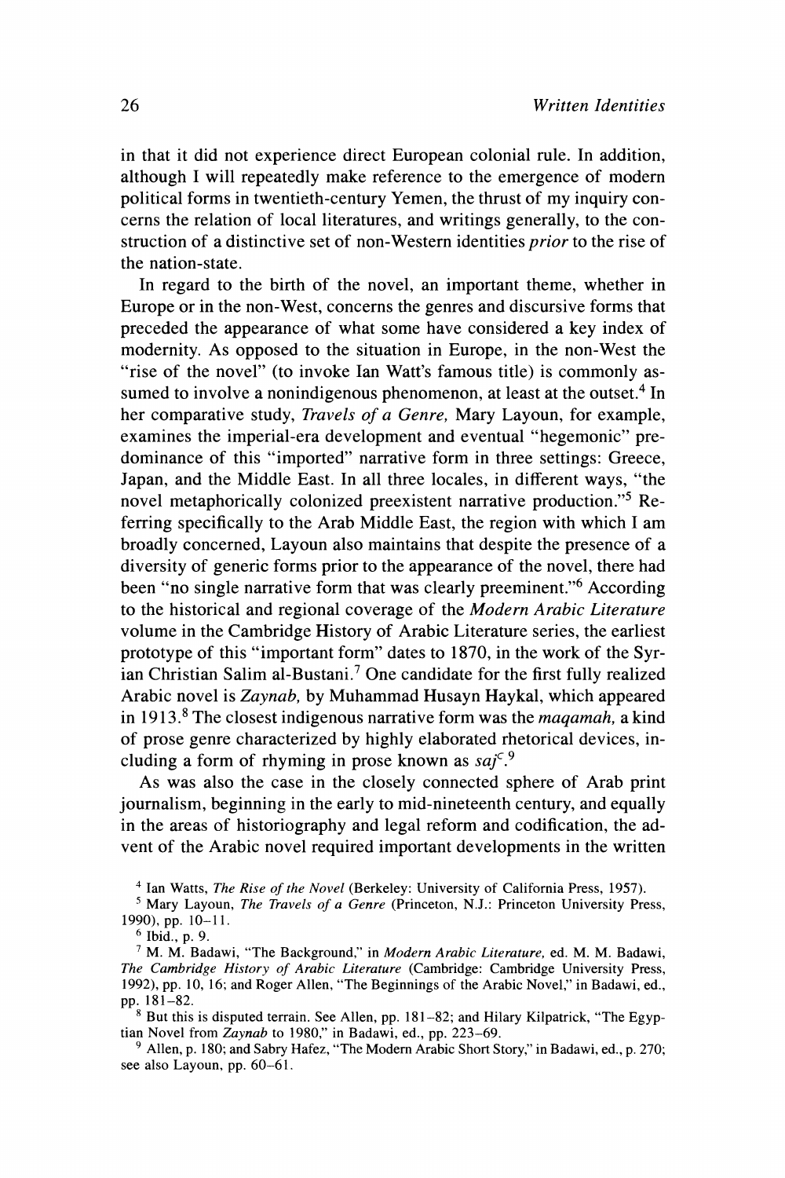in that it did not experience direct European colonial rule. In addition, although I will repeatedly make reference to the emergence of modern political forms in twentieth-century Yemen, the thrust of my inquiry concerns the relation of local literatures, and writings generally, to the construction of a distinctive set of non-Western identities *prior* to the rise of the nation-state.

In regard to the birth of the novel, an important theme, whether in Europe or in the non-West, concerns the genres and discursive forms that preceded the appearance of what some have considered a key index of modernity. As opposed to the situation in Europe, in the non-West the "rise of the novel" (to invoke Ian Watt's famous title) is commonly assumed to involve a nonindigenous phenomenon, at least at the outset.[4] In her comparative study, *Travels of a Genre,* Mary Layoun, for example, examines the imperial-era development and eventual "hegemonic" predominance of this "imported" narrative form in three settings: Greece, Japan, and the Middle East. In all three locales, in different ways, "the novel metaphorically colonized preexistent narrative production."[5] Referring specifically to the Arab Middle East, the region with which I am broadly concerned, Layoun also maintains that despite the presence of a diversity of generic forms prior to the appearance of the novel, there had been "no single narrative form that was clearly preeminent."[6] According to the historical and regional coverage of the *Modern Arabic Literature* volume in the Cambridge History of Arabic Literature series, the earliest prototype of this "important form" dates to 1870, in the work of the Syrian Christian Salim al-Bustani.[7] One candidate for the first fully realized Arabic novel is *Zaynab,* by Muhammad Husayn Haykal, which appeared in 1913.[8] The closest indigenous narrative form was the *maqamah,* a kind of prose genre characterized by highly elaborated rhetorical devices, including a form of rhyming in prose known as *saj*ᶜ.[9]

As was also the case in the closely connected sphere of Arab print journalism, beginning in the early to mid-nineteenth century, and equally in the areas of historiography and legal reform and codification, the advent of the Arabic novel required important developments in the written

---

[4] Ian Watts, *The Rise of the Novel* (Berkeley: University of California Press, 1957).

[5] Mary Layoun, *The Travels of a Genre* (Princeton, N.J.: Princeton University Press, 1990), pp. 10–11.

[6] Ibid., p. 9.

[7] M. M. Badawi, "The Background," in *Modern Arabic Literature,* ed. M. M. Badawi, *The Cambridge History of Arabic Literature* (Cambridge: Cambridge University Press, 1992), pp. 10, 16; and Roger Allen, "The Beginnings of the Arabic Novel," in Badawi, ed., pp. 181–82.

[8] But this is disputed terrain. See Allen, pp. 181–82; and Hilary Kilpatrick, "The Egyptian Novel from *Zaynab* to 1980," in Badawi, ed., pp. 223–69.

[9] Allen, p. 180; and Sabry Hafez, "The Modern Arabic Short Story," in Badawi, ed., p. 270; see also Layoun, pp. 60–61.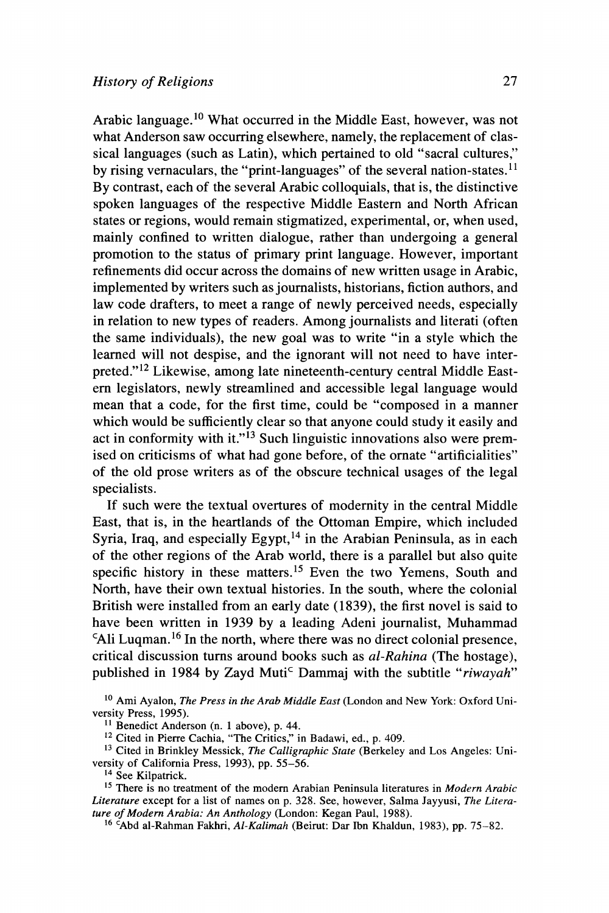Arabic language.[10] What occurred in the Middle East, however, was not what Anderson saw occurring elsewhere, namely, the replacement of classical languages (such as Latin), which pertained to old "sacral cultures," by rising vernaculars, the "print-languages" of the several nation-states.[11] By contrast, each of the several Arabic colloquials, that is, the distinctive spoken languages of the respective Middle Eastern and North African states or regions, would remain stigmatized, experimental, or, when used, mainly confined to written dialogue, rather than undergoing a general promotion to the status of primary print language. However, important refinements did occur across the domains of new written usage in Arabic, implemented by writers such as journalists, historians, fiction authors, and law code drafters, to meet a range of newly perceived needs, especially in relation to new types of readers. Among journalists and literati (often the same individuals), the new goal was to write "in a style which the learned will not despise, and the ignorant will not need to have interpreted."[12] Likewise, among late nineteenth-century central Middle Eastern legislators, newly streamlined and accessible legal language would mean that a code, for the first time, could be "composed in a manner which would be sufficiently clear so that anyone could study it easily and act in conformity with it."[13] Such linguistic innovations also were premised on criticisms of what had gone before, of the ornate "artificialities" of the old prose writers as of the obscure technical usages of the legal specialists.

If such were the textual overtures of modernity in the central Middle East, that is, in the heartlands of the Ottoman Empire, which included Syria, Iraq, and especially Egypt,[14] in the Arabian Peninsula, as in each of the other regions of the Arab world, there is a parallel but also quite specific history in these matters.[15] Even the two Yemens, South and North, have their own textual histories. In the south, where the colonial British were installed from an early date (1839), the first novel is said to have been written in 1939 by a leading Adeni journalist, Muhammad ᶜAli Luqman.[16] In the north, where there was no direct colonial presence, critical discussion turns around books such as *al-Rahina* (The hostage), published in 1984 by Zayd Mutiᶜ Dammaj with the subtitle "*riwayah*"

---

[10] Ami Ayalon, *The Press in the Arab Middle East* (London and New York: Oxford University Press, 1995).

[11] Benedict Anderson (n. 1 above), p. 44.

[12] Cited in Pierre Cachia, "The Critics," in Badawi, ed., p. 409.

[13] Cited in Brinkley Messick, *The Calligraphic State* (Berkeley and Los Angeles: University of California Press, 1993), pp. 55–56.

[14] See Kilpatrick.

[15] There is no treatment of the modern Arabian Peninsula literatures in *Modern Arabic Literature* except for a list of names on p. 328. See, however, Salma Jayyusi, *The Literature of Modern Arabia: An Anthology* (London: Kegan Paul, 1988).

[16] ᶜAbd al-Rahman Fakhri, *Al-Kalimah* (Beirut: Dar Ibn Khaldun, 1983), pp. 75–82.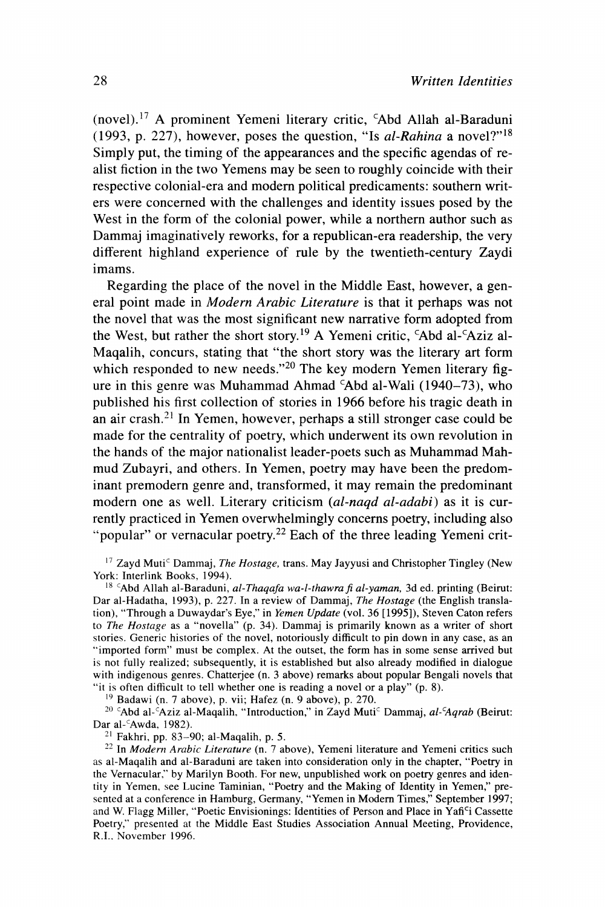(novel).[17] A prominent Yemeni literary critic, ᶜAbd Allah al-Baraduni (1993, p. 227), however, poses the question, "Is *al-Rahina* a novel?"[18] Simply put, the timing of the appearances and the specific agendas of realist fiction in the two Yemens may be seen to roughly coincide with their respective colonial-era and modern political predicaments: southern writers were concerned with the challenges and identity issues posed by the West in the form of the colonial power, while a northern author such as Dammaj imaginatively reworks, for a republican-era readership, the very different highland experience of rule by the twentieth-century Zaydi imams.

Regarding the place of the novel in the Middle East, however, a general point made in *Modern Arabic Literature* is that it perhaps was not the novel that was the most significant new narrative form adopted from the West, but rather the short story.[19] A Yemeni critic, ᶜAbd al-ᶜAziz al-Maqalih, concurs, stating that "the short story was the literary art form which responded to new needs."[20] The key modern Yemen literary figure in this genre was Muhammad Ahmad ᶜAbd al-Wali (1940–73), who published his first collection of stories in 1966 before his tragic death in an air crash.[21] In Yemen, however, perhaps a still stronger case could be made for the centrality of poetry, which underwent its own revolution in the hands of the major nationalist leader-poets such as Muhammad Mahmud Zubayri, and others. In Yemen, poetry may have been the predominant premodern genre and, transformed, it may remain the predominant modern one as well. Literary criticism (*al-naqd al-adabi*) as it is currently practiced in Yemen overwhelmingly concerns poetry, including also "popular" or vernacular poetry.[22] Each of the three leading Yemeni crit-

---

[17] Zayd Mutiᶜ Dammaj, *The Hostage*, trans. May Jayyusi and Christopher Tingley (New York: Interlink Books, 1994).

[18] ᶜAbd Allah al-Baraduni, *al-Thaqafa wa-l-thawra fi al-yaman*, 3d ed. printing (Beirut: Dar al-Hadatha, 1993), p. 227. In a review of Dammaj, *The Hostage* (the English translation), "Through a Duwaydar's Eye," in *Yemen Update* (vol. 36 [1995]), Steven Caton refers to *The Hostage* as a "novella" (p. 34). Dammaj is primarily known as a writer of short stories. Generic histories of the novel, notoriously difficult to pin down in any case, as an "imported form" must be complex. At the outset, the form has in some sense arrived but is not fully realized; subsequently, it is established but also already modified in dialogue with indigenous genres. Chatterjee (n. 3 above) remarks about popular Bengali novels that "it is often difficult to tell whether one is reading a novel or a play" (p. 8).

[19] Badawi (n. 7 above), p. vii; Hafez (n. 9 above), p. 270.

[20] ᶜAbd al-ᶜAziz al-Maqalih, "Introduction," in Zayd Mutiᶜ Dammaj, *al-ᶜAqrab* (Beirut: Dar al-ᶜAwda, 1982).

[21] Fakhri, pp. 83–90; al-Maqalih, p. 5.

[22] In *Modern Arabic Literature* (n. 7 above), Yemeni literature and Yemeni critics such as al-Maqalih and al-Baraduni are taken into consideration only in the chapter, "Poetry in the Vernacular," by Marilyn Booth. For new, unpublished work on poetry genres and identity in Yemen, see Lucine Taminian, "Poetry and the Making of Identity in Yemen," presented at a conference in Hamburg, Germany, "Yemen in Modern Times," September 1997; and W. Flagg Miller, "Poetic Envisionings: Identities of Person and Place in Yafiᶜi Cassette Poetry," presented at the Middle East Studies Association Annual Meeting, Providence, R.I., November 1996.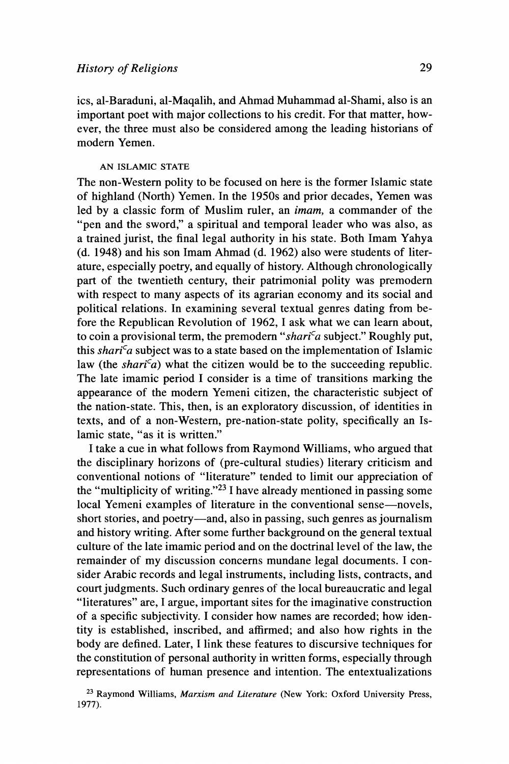ics, al-Baraduni, al-Maqalih, and Ahmad Muhammad al-Shami, also is an important poet with major collections to his credit. For that matter, however, the three must also be considered among the leading historians of modern Yemen.

## AN ISLAMIC STATE

The non-Western polity to be focused on here is the former Islamic state of highland (North) Yemen. In the 1950s and prior decades, Yemen was led by a classic form of Muslim ruler, an *imam,* a commander of the "pen and the sword," a spiritual and temporal leader who was also, as a trained jurist, the final legal authority in his state. Both Imam Yahya (d. 1948) and his son Imam Ahmad (d. 1962) also were students of literature, especially poetry, and equally of history. Although chronologically part of the twentieth century, their patrimonial polity was premodern with respect to many aspects of its agrarian economy and its social and political relations. In examining several textual genres dating from before the Republican Revolution of 1962, I ask what we can learn about, to coin a provisional term, the premodern "*shariʿa* subject." Roughly put, this *shariʿa* subject was to a state based on the implementation of Islamic law (the *shariʿa*) what the citizen would be to the succeeding republic. The late imamic period I consider is a time of transitions marking the appearance of the modern Yemeni citizen, the characteristic subject of the nation-state. This, then, is an exploratory discussion, of identities in texts, and of a non-Western, pre-nation-state polity, specifically an Islamic state, "as it is written."

I take a cue in what follows from Raymond Williams, who argued that the disciplinary horizons of (pre-cultural studies) literary criticism and conventional notions of "literature" tended to limit our appreciation of the "multiplicity of writing."[23] I have already mentioned in passing some local Yemeni examples of literature in the conventional sense—novels, short stories, and poetry—and, also in passing, such genres as journalism and history writing. After some further background on the general textual culture of the late imamic period and on the doctrinal level of the law, the remainder of my discussion concerns mundane legal documents. I consider Arabic records and legal instruments, including lists, contracts, and court judgments. Such ordinary genres of the local bureaucratic and legal "literatures" are, I argue, important sites for the imaginative construction of a specific subjectivity. I consider how names are recorded; how identity is established, inscribed, and affirmed; and also how rights in the body are defined. Later, I link these features to discursive techniques for the constitution of personal authority in written forms, especially through representations of human presence and intention. The entextualizations

[23] Raymond Williams, *Marxism and Literature* (New York: Oxford University Press, 1977).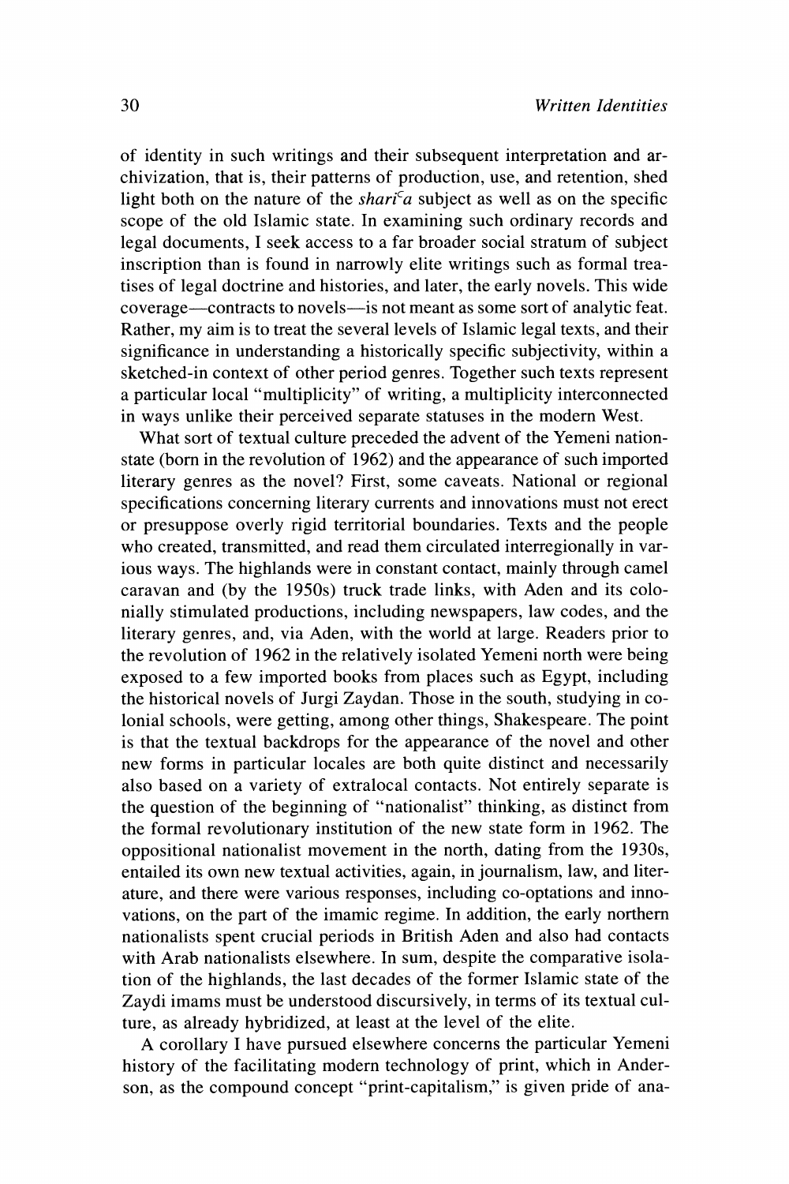of identity in such writings and their subsequent interpretation and archivization, that is, their patterns of production, use, and retention, shed light both on the nature of the *shariʿa* subject as well as on the specific scope of the old Islamic state. In examining such ordinary records and legal documents, I seek access to a far broader social stratum of subject inscription than is found in narrowly elite writings such as formal treatises of legal doctrine and histories, and later, the early novels. This wide coverage—contracts to novels—is not meant as some sort of analytic feat. Rather, my aim is to treat the several levels of Islamic legal texts, and their significance in understanding a historically specific subjectivity, within a sketched-in context of other period genres. Together such texts represent a particular local "multiplicity" of writing, a multiplicity interconnected in ways unlike their perceived separate statuses in the modern West.

What sort of textual culture preceded the advent of the Yemeni nation-state (born in the revolution of 1962) and the appearance of such imported literary genres as the novel? First, some caveats. National or regional specifications concerning literary currents and innovations must not erect or presuppose overly rigid territorial boundaries. Texts and the people who created, transmitted, and read them circulated interregionally in various ways. The highlands were in constant contact, mainly through camel caravan and (by the 1950s) truck trade links, with Aden and its colonially stimulated productions, including newspapers, law codes, and the literary genres, and, via Aden, with the world at large. Readers prior to the revolution of 1962 in the relatively isolated Yemeni north were being exposed to a few imported books from places such as Egypt, including the historical novels of Jurgi Zaydan. Those in the south, studying in colonial schools, were getting, among other things, Shakespeare. The point is that the textual backdrops for the appearance of the novel and other new forms in particular locales are both quite distinct and necessarily also based on a variety of extralocal contacts. Not entirely separate is the question of the beginning of "nationalist" thinking, as distinct from the formal revolutionary institution of the new state form in 1962. The oppositional nationalist movement in the north, dating from the 1930s, entailed its own new textual activities, again, in journalism, law, and literature, and there were various responses, including co-optations and innovations, on the part of the imamic regime. In addition, the early northern nationalists spent crucial periods in British Aden and also had contacts with Arab nationalists elsewhere. In sum, despite the comparative isolation of the highlands, the last decades of the former Islamic state of the Zaydi imams must be understood discursively, in terms of its textual culture, as already hybridized, at least at the level of the elite.

A corollary I have pursued elsewhere concerns the particular Yemeni history of the facilitating modern technology of print, which in Anderson, as the compound concept "print-capitalism," is given pride of ana-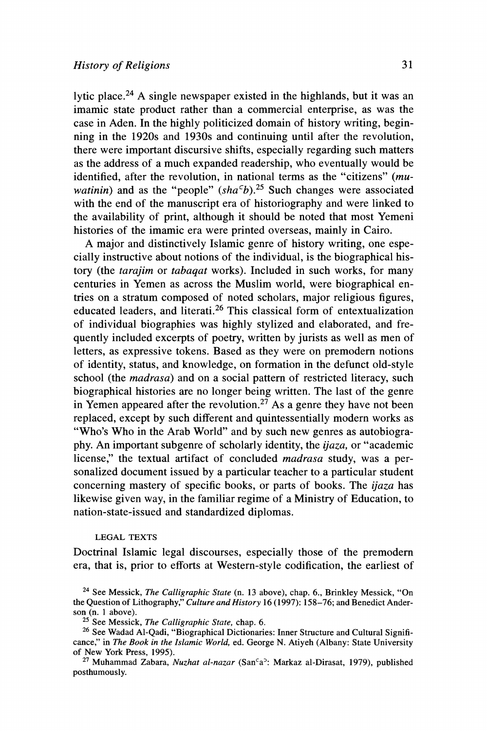lytic place.[24] A single newspaper existed in the highlands, but it was an imamic state product rather than a commercial enterprise, as was the case in Aden. In the highly politicized domain of history writing, beginning in the 1920s and 1930s and continuing until after the revolution, there were important discursive shifts, especially regarding such matters as the address of a much expanded readership, who eventually would be identified, after the revolution, in national terms as the "citizens" (*muwatinin*) and as the "people" (*sha*ᶜ*b*).[25] Such changes were associated with the end of the manuscript era of historiography and were linked to the availability of print, although it should be noted that most Yemeni histories of the imamic era were printed overseas, mainly in Cairo.

A major and distinctively Islamic genre of history writing, one especially instructive about notions of the individual, is the biographical history (the *tarajim* or *tabaqat* works). Included in such works, for many centuries in Yemen as across the Muslim world, were biographical entries on a stratum composed of noted scholars, major religious figures, educated leaders, and literati.[26] This classical form of entextualization of individual biographies was highly stylized and elaborated, and frequently included excerpts of poetry, written by jurists as well as men of letters, as expressive tokens. Based as they were on premodern notions of identity, status, and knowledge, on formation in the defunct old-style school (the *madrasa*) and on a social pattern of restricted literacy, such biographical histories are no longer being written. The last of the genre in Yemen appeared after the revolution.[27] As a genre they have not been replaced, except by such different and quintessentially modern works as "Who's Who in the Arab World" and by such new genres as autobiography. An important subgenre of scholarly identity, the *ijaza*, or "academic license," the textual artifact of concluded *madrasa* study, was a personalized document issued by a particular teacher to a particular student concerning mastery of specific books, or parts of books. The *ijaza* has likewise given way, in the familiar regime of a Ministry of Education, to nation-state-issued and standardized diplomas.

### LEGAL TEXTS

Doctrinal Islamic legal discourses, especially those of the premodern era, that is, prior to efforts at Western-style codification, the earliest of

[24] See Messick, *The Calligraphic State* (n. 13 above), chap. 6., Brinkley Messick, "On the Question of Lithography," *Culture and History* 16 (1997): 158–76; and Benedict Anderson (n. 1 above).

[25] See Messick, *The Calligraphic State,* chap. 6.

[26] See Wadad Al-Qadi, "Biographical Dictionaries: Inner Structure and Cultural Significance," in *The Book in the Islamic World,* ed. George N. Atiyeh (Albany: State University of New York Press, 1995).

[27] Muhammad Zabara, *Nuzhat al-nazar* (Sanᶜaᵓ: Markaz al-Dirasat, 1979), published posthumously.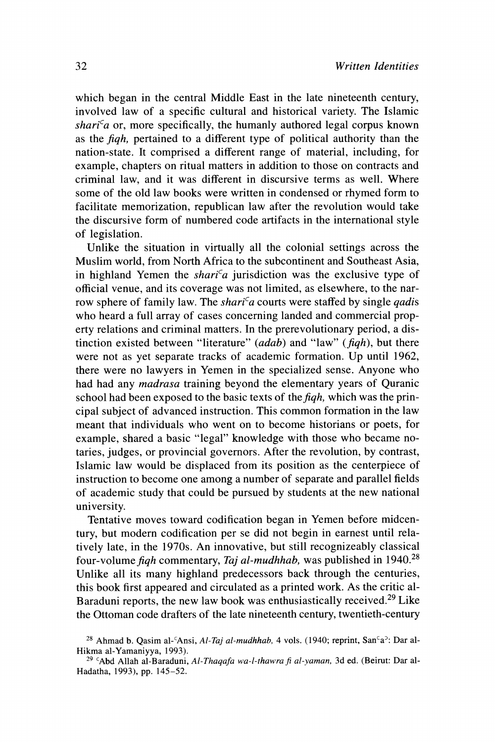which began in the central Middle East in the late nineteenth century, involved law of a specific cultural and historical variety. The Islamic *shariʿa* or, more specifically, the humanly authored legal corpus known as the *fiqh,* pertained to a different type of political authority than the nation-state. It comprised a different range of material, including, for example, chapters on ritual matters in addition to those on contracts and criminal law, and it was different in discursive terms as well. Where some of the old law books were written in condensed or rhymed form to facilitate memorization, republican law after the revolution would take the discursive form of numbered code artifacts in the international style of legislation.

Unlike the situation in virtually all the colonial settings across the Muslim world, from North Africa to the subcontinent and Southeast Asia, in highland Yemen the *shariʿa* jurisdiction was the exclusive type of official venue, and its coverage was not limited, as elsewhere, to the narrow sphere of family law. The *shariʿa* courts were staffed by single *qadi*s who heard a full array of cases concerning landed and commercial property relations and criminal matters. In the prerevolutionary period, a distinction existed between "literature" (*adab*) and "law" (*fiqh*), but there were not as yet separate tracks of academic formation. Up until 1962, there were no lawyers in Yemen in the specialized sense. Anyone who had had any *madrasa* training beyond the elementary years of Quranic school had been exposed to the basic texts of the *fiqh,* which was the principal subject of advanced instruction. This common formation in the law meant that individuals who went on to become historians or poets, for example, shared a basic "legal" knowledge with those who became notaries, judges, or provincial governors. After the revolution, by contrast, Islamic law would be displaced from its position as the centerpiece of instruction to become one among a number of separate and parallel fields of academic study that could be pursued by students at the new national university.

Tentative moves toward codification began in Yemen before midcentury, but modern codification per se did not begin in earnest until relatively late, in the 1970s. An innovative, but still recognizeably classical four-volume *fiqh* commentary, *Taj al-mudhhab,* was published in 1940.[28] Unlike all its many highland predecessors back through the centuries, this book first appeared and circulated as a printed work. As the critic al-Baraduni reports, the new law book was enthusiastically received.[29] Like the Ottoman code drafters of the late nineteenth century, twentieth-century

[28] Ahmad b. Qasim al-ʿAnsi, *Al-Taj al-mudhhab,* 4 vols. (1940; reprint, Sanʿaʾ: Dar al-Hikma al-Yamaniyya, 1993).

[29] ʿAbd Allah al-Baraduni, *Al-Thaqafa wa-l-thawra fi al-yaman,* 3d ed. (Beirut: Dar al-Hadatha, 1993), pp. 145–52.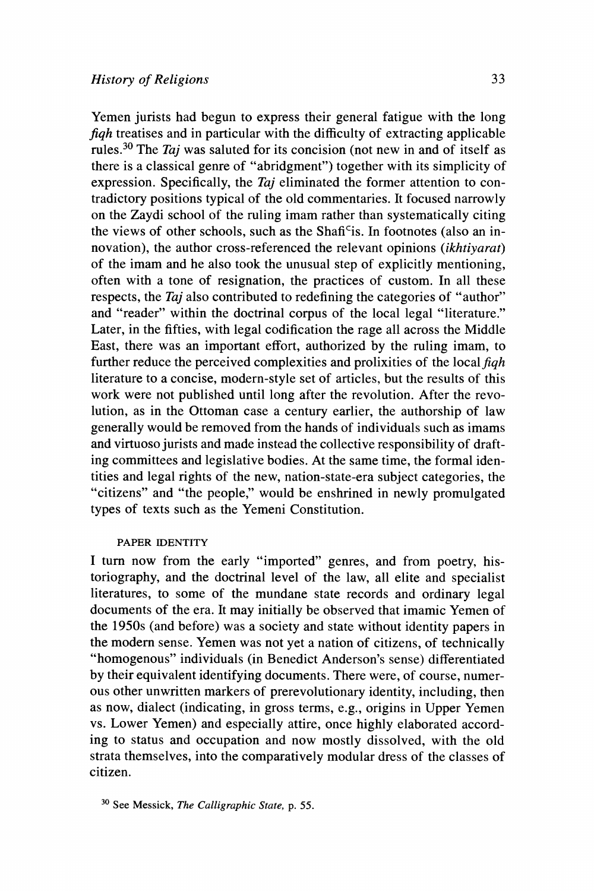Yemen jurists had begun to express their general fatigue with the long *fiqh* treatises and in particular with the difficulty of extracting applicable rules.[30] The *Taj* was saluted for its concision (not new in and of itself as there is a classical genre of "abridgment") together with its simplicity of expression. Specifically, the *Taj* eliminated the former attention to contradictory positions typical of the old commentaries. It focused narrowly on the Zaydi school of the ruling imam rather than systematically citing the views of other schools, such as the Shafiᶜis. In footnotes (also an innovation), the author cross-referenced the relevant opinions (*ikhtiyarat*) of the imam and he also took the unusual step of explicitly mentioning, often with a tone of resignation, the practices of custom. In all these respects, the *Taj* also contributed to redefining the categories of "author" and "reader" within the doctrinal corpus of the local legal "literature." Later, in the fifties, with legal codification the rage all across the Middle East, there was an important effort, authorized by the ruling imam, to further reduce the perceived complexities and prolixities of the local *fiqh* literature to a concise, modern-style set of articles, but the results of this work were not published until long after the revolution. After the revolution, as in the Ottoman case a century earlier, the authorship of law generally would be removed from the hands of individuals such as imams and virtuoso jurists and made instead the collective responsibility of drafting committees and legislative bodies. At the same time, the formal identities and legal rights of the new, nation-state-era subject categories, the "citizens" and "the people," would be enshrined in newly promulgated types of texts such as the Yemeni Constitution.

### PAPER IDENTITY

I turn now from the early "imported" genres, and from poetry, historiography, and the doctrinal level of the law, all elite and specialist literatures, to some of the mundane state records and ordinary legal documents of the era. It may initially be observed that imamic Yemen of the 1950s (and before) was a society and state without identity papers in the modern sense. Yemen was not yet a nation of citizens, of technically "homogenous" individuals (in Benedict Anderson's sense) differentiated by their equivalent identifying documents. There were, of course, numerous other unwritten markers of prerevolutionary identity, including, then as now, dialect (indicating, in gross terms, e.g., origins in Upper Yemen vs. Lower Yemen) and especially attire, once highly elaborated according to status and occupation and now mostly dissolved, with the old strata themselves, into the comparatively modular dress of the classes of citizen.

[30] See Messick, *The Calligraphic State*, p. 55.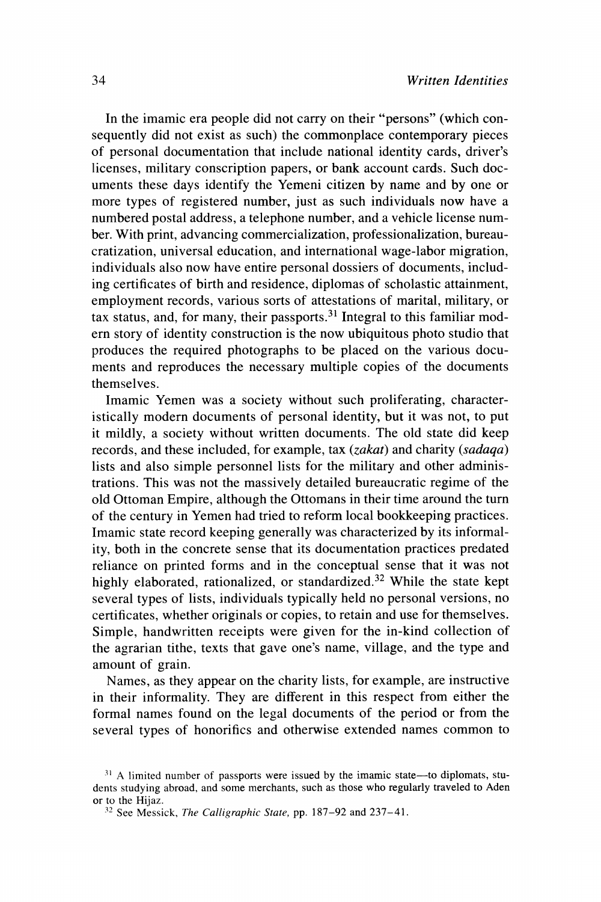In the imamic era people did not carry on their "persons" (which consequently did not exist as such) the commonplace contemporary pieces of personal documentation that include national identity cards, driver's licenses, military conscription papers, or bank account cards. Such documents these days identify the Yemeni citizen by name and by one or more types of registered number, just as such individuals now have a numbered postal address, a telephone number, and a vehicle license number. With print, advancing commercialization, professionalization, bureaucratization, universal education, and international wage-labor migration, individuals also now have entire personal dossiers of documents, including certificates of birth and residence, diplomas of scholastic attainment, employment records, various sorts of attestations of marital, military, or tax status, and, for many, their passports.[31] Integral to this familiar modern story of identity construction is the now ubiquitous photo studio that produces the required photographs to be placed on the various documents and reproduces the necessary multiple copies of the documents themselves.

Imamic Yemen was a society without such proliferating, characteristically modern documents of personal identity, but it was not, to put it mildly, a society without written documents. The old state did keep records, and these included, for example, tax (*zakat*) and charity (*sadaqa*) lists and also simple personnel lists for the military and other administrations. This was not the massively detailed bureaucratic regime of the old Ottoman Empire, although the Ottomans in their time around the turn of the century in Yemen had tried to reform local bookkeeping practices. Imamic state record keeping generally was characterized by its informality, both in the concrete sense that its documentation practices predated reliance on printed forms and in the conceptual sense that it was not highly elaborated, rationalized, or standardized.[32] While the state kept several types of lists, individuals typically held no personal versions, no certificates, whether originals or copies, to retain and use for themselves. Simple, handwritten receipts were given for the in-kind collection of the agrarian tithe, texts that gave one's name, village, and the type and amount of grain.

Names, as they appear on the charity lists, for example, are instructive in their informality. They are different in this respect from either the formal names found on the legal documents of the period or from the several types of honorifics and otherwise extended names common to

[31] A limited number of passports were issued by the imamic state—to diplomats, students studying abroad, and some merchants, such as those who regularly traveled to Aden or to the Hijaz.

[32] See Messick, *The Calligraphic State,* pp. 187–92 and 237–41.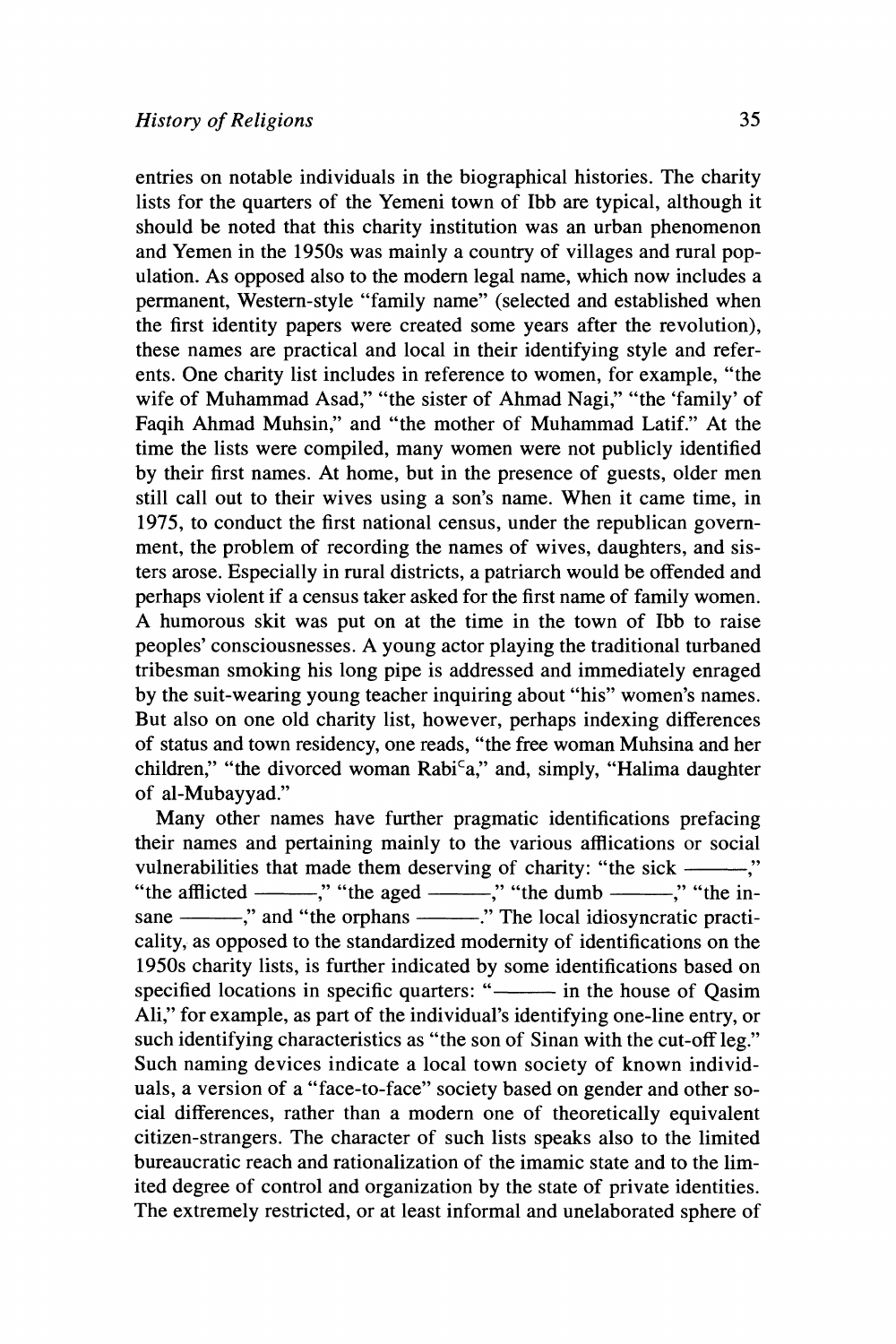entries on notable individuals in the biographical histories. The charity lists for the quarters of the Yemeni town of Ibb are typical, although it should be noted that this charity institution was an urban phenomenon and Yemen in the 1950s was mainly a country of villages and rural population. As opposed also to the modern legal name, which now includes a permanent, Western-style "family name" (selected and established when the first identity papers were created some years after the revolution), these names are practical and local in their identifying style and referents. One charity list includes in reference to women, for example, "the wife of Muhammad Asad," "the sister of Ahmad Nagi," "the 'family' of Faqih Ahmad Muhsin," and "the mother of Muhammad Latif." At the time the lists were compiled, many women were not publicly identified by their first names. At home, but in the presence of guests, older men still call out to their wives using a son's name. When it came time, in 1975, to conduct the first national census, under the republican government, the problem of recording the names of wives, daughters, and sisters arose. Especially in rural districts, a patriarch would be offended and perhaps violent if a census taker asked for the first name of family women. A humorous skit was put on at the time in the town of Ibb to raise peoples' consciousnesses. A young actor playing the traditional turbaned tribesman smoking his long pipe is addressed and immediately enraged by the suit-wearing young teacher inquiring about "his" women's names. But also on one old charity list, however, perhaps indexing differences of status and town residency, one reads, "the free woman Muhsina and her children," "the divorced woman Rabiᶜa," and, simply, "Halima daughter of al-Mubayyad."

Many other names have further pragmatic identifications prefacing their names and pertaining mainly to the various afflications or social vulnerabilities that made them deserving of charity: "the sick ———," "the afflicted ———," "the aged ———," "the dumb ———," "the insane ———," and "the orphans ———." The local idiosyncratic practicality, as opposed to the standardized modernity of identifications on the 1950s charity lists, is further indicated by some identifications based on specified locations in specific quarters: "——— in the house of Qasim Ali," for example, as part of the individual's identifying one-line entry, or such identifying characteristics as "the son of Sinan with the cut-off leg." Such naming devices indicate a local town society of known individuals, a version of a "face-to-face" society based on gender and other social differences, rather than a modern one of theoretically equivalent citizen-strangers. The character of such lists speaks also to the limited bureaucratic reach and rationalization of the imamic state and to the limited degree of control and organization by the state of private identities. The extremely restricted, or at least informal and unelaborated sphere of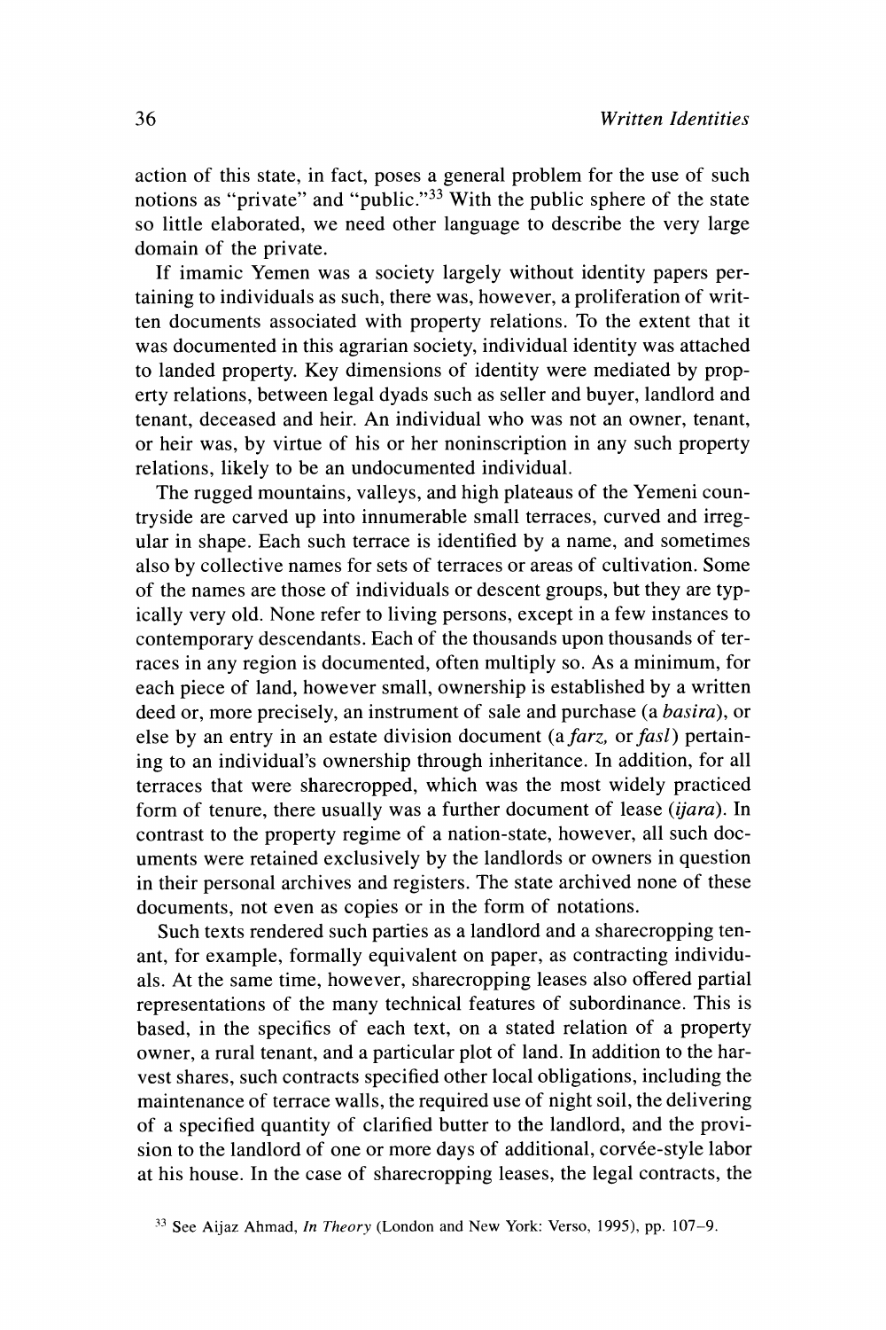action of this state, in fact, poses a general problem for the use of such notions as "private" and "public."[33] With the public sphere of the state so little elaborated, we need other language to describe the very large domain of the private.

If imamic Yemen was a society largely without identity papers pertaining to individuals as such, there was, however, a proliferation of written documents associated with property relations. To the extent that it was documented in this agrarian society, individual identity was attached to landed property. Key dimensions of identity were mediated by property relations, between legal dyads such as seller and buyer, landlord and tenant, deceased and heir. An individual who was not an owner, tenant, or heir was, by virtue of his or her noninscription in any such property relations, likely to be an undocumented individual.

The rugged mountains, valleys, and high plateaus of the Yemeni countryside are carved up into innumerable small terraces, curved and irregular in shape. Each such terrace is identified by a name, and sometimes also by collective names for sets of terraces or areas of cultivation. Some of the names are those of individuals or descent groups, but they are typically very old. None refer to living persons, except in a few instances to contemporary descendants. Each of the thousands upon thousands of terraces in any region is documented, often multiply so. As a minimum, for each piece of land, however small, ownership is established by a written deed or, more precisely, an instrument of sale and purchase (a *basira*), or else by an entry in an estate division document (a *farz,* or *fasl*) pertaining to an individual's ownership through inheritance. In addition, for all terraces that were sharecropped, which was the most widely practiced form of tenure, there usually was a further document of lease (*ijara*). In contrast to the property regime of a nation-state, however, all such documents were retained exclusively by the landlords or owners in question in their personal archives and registers. The state archived none of these documents, not even as copies or in the form of notations.

Such texts rendered such parties as a landlord and a sharecropping tenant, for example, formally equivalent on paper, as contracting individuals. At the same time, however, sharecropping leases also offered partial representations of the many technical features of subordinance. This is based, in the specifics of each text, on a stated relation of a property owner, a rural tenant, and a particular plot of land. In addition to the harvest shares, such contracts specified other local obligations, including the maintenance of terrace walls, the required use of night soil, the delivering of a specified quantity of clarified butter to the landlord, and the provision to the landlord of one or more days of additional, corvée-style labor at his house. In the case of sharecropping leases, the legal contracts, the

[33] See Aijaz Ahmad, *In Theory* (London and New York: Verso, 1995), pp. 107–9.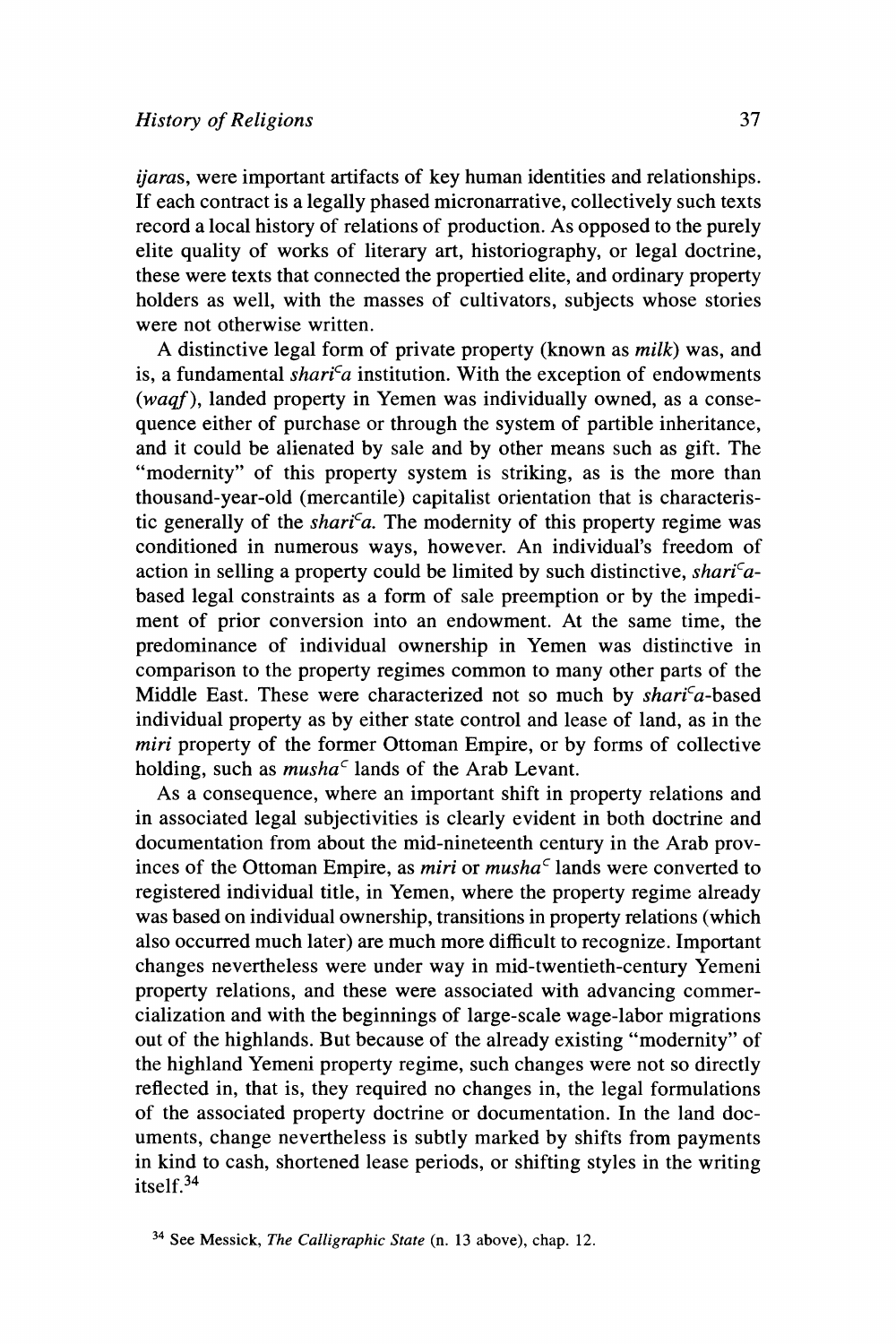*ijaras*, were important artifacts of key human identities and relationships. If each contract is a legally phased micronarrative, collectively such texts record a local history of relations of production. As opposed to the purely elite quality of works of literary art, historiography, or legal doctrine, these were texts that connected the propertied elite, and ordinary property holders as well, with the masses of cultivators, subjects whose stories were not otherwise written.

A distinctive legal form of private property (known as *milk*) was, and is, a fundamental *shari<sup>c</sup>a* institution. With the exception of endowments (*waqf*), landed property in Yemen was individually owned, as a consequence either of purchase or through the system of partible inheritance, and it could be alienated by sale and by other means such as gift. The "modernity" of this property system is striking, as is the more than thousand-year-old (mercantile) capitalist orientation that is characteristic generally of the *shari<sup>c</sup>a*. The modernity of this property regime was conditioned in numerous ways, however. An individual's freedom of action in selling a property could be limited by such distinctive, *shari<sup>c</sup>a*-based legal constraints as a form of sale preemption or by the impediment of prior conversion into an endowment. At the same time, the predominance of individual ownership in Yemen was distinctive in comparison to the property regimes common to many other parts of the Middle East. These were characterized not so much by *shari<sup>c</sup>a*-based individual property as by either state control and lease of land, as in the *miri* property of the former Ottoman Empire, or by forms of collective holding, such as *musha<sup>c</sup>* lands of the Arab Levant.

As a consequence, where an important shift in property relations and in associated legal subjectivities is clearly evident in both doctrine and documentation from about the mid-nineteenth century in the Arab provinces of the Ottoman Empire, as *miri* or *musha<sup>c</sup>* lands were converted to registered individual title, in Yemen, where the property regime already was based on individual ownership, transitions in property relations (which also occurred much later) are much more difficult to recognize. Important changes nevertheless were under way in mid-twentieth-century Yemeni property relations, and these were associated with advancing commercialization and with the beginnings of large-scale wage-labor migrations out of the highlands. But because of the already existing "modernity" of the highland Yemeni property regime, such changes were not so directly reflected in, that is, they required no changes in, the legal formulations of the associated property doctrine or documentation. In the land documents, change nevertheless is subtly marked by shifts from payments in kind to cash, shortened lease periods, or shifting styles in the writing itself.[34]

[34] See Messick, *The Calligraphic State* (n. 13 above), chap. 12.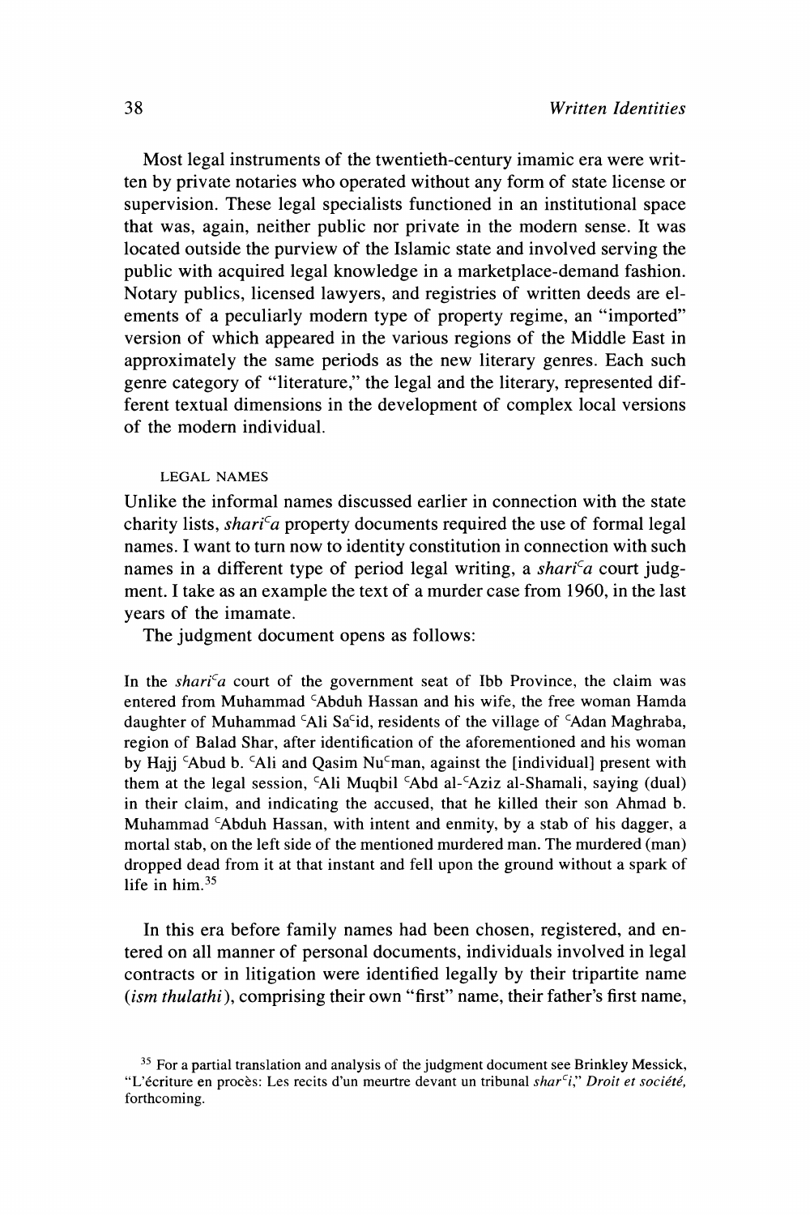Most legal instruments of the twentieth-century imamic era were written by private notaries who operated without any form of state license or supervision. These legal specialists functioned in an institutional space that was, again, neither public nor private in the modern sense. It was located outside the purview of the Islamic state and involved serving the public with acquired legal knowledge in a marketplace-demand fashion. Notary publics, licensed lawyers, and registries of written deeds are elements of a peculiarly modern type of property regime, an "imported" version of which appeared in the various regions of the Middle East in approximately the same periods as the new literary genres. Each such genre category of "literature," the legal and the literary, represented different textual dimensions in the development of complex local versions of the modern individual.

### LEGAL NAMES

Unlike the informal names discussed earlier in connection with the state charity lists, *shari<sup>c</sup>a* property documents required the use of formal legal names. I want to turn now to identity constitution in connection with such names in a different type of period legal writing, a *shari<sup>c</sup>a* court judgment. I take as an example the text of a murder case from 1960, in the last years of the imamate.

The judgment document opens as follows:

> In the *shari<sup>c</sup>a* court of the government seat of Ibb Province, the claim was entered from Muhammad <sup>c</sup>Abduh Hassan and his wife, the free woman Hamda daughter of Muhammad <sup>c</sup>Ali Sa<sup>c</sup>id, residents of the village of <sup>c</sup>Adan Maghraba, region of Balad Shar, after identification of the aforementioned and his woman by Hajj <sup>c</sup>Abud b. <sup>c</sup>Ali and Qasim Nu<sup>c</sup>man, against the [individual] present with them at the legal session, <sup>c</sup>Ali Muqbil <sup>c</sup>Abd al-<sup>c</sup>Aziz al-Shamali, saying (dual) in their claim, and indicating the accused, that he killed their son Ahmad b. Muhammad <sup>c</sup>Abduh Hassan, with intent and enmity, by a stab of his dagger, a mortal stab, on the left side of the mentioned murdered man. The murdered (man) dropped dead from it at that instant and fell upon the ground without a spark of life in him.[35]

In this era before family names had been chosen, registered, and entered on all manner of personal documents, individuals involved in legal contracts or in litigation were identified legally by their tripartite name (*ism thulathi*), comprising their own "first" name, their father's first name,

---

[35] For a partial translation and analysis of the judgment document see Brinkley Messick, "L'écriture en procès: Les recits d'un meurtre devant un tribunal *shar<sup>c</sup>i*," *Droit et société*, forthcoming.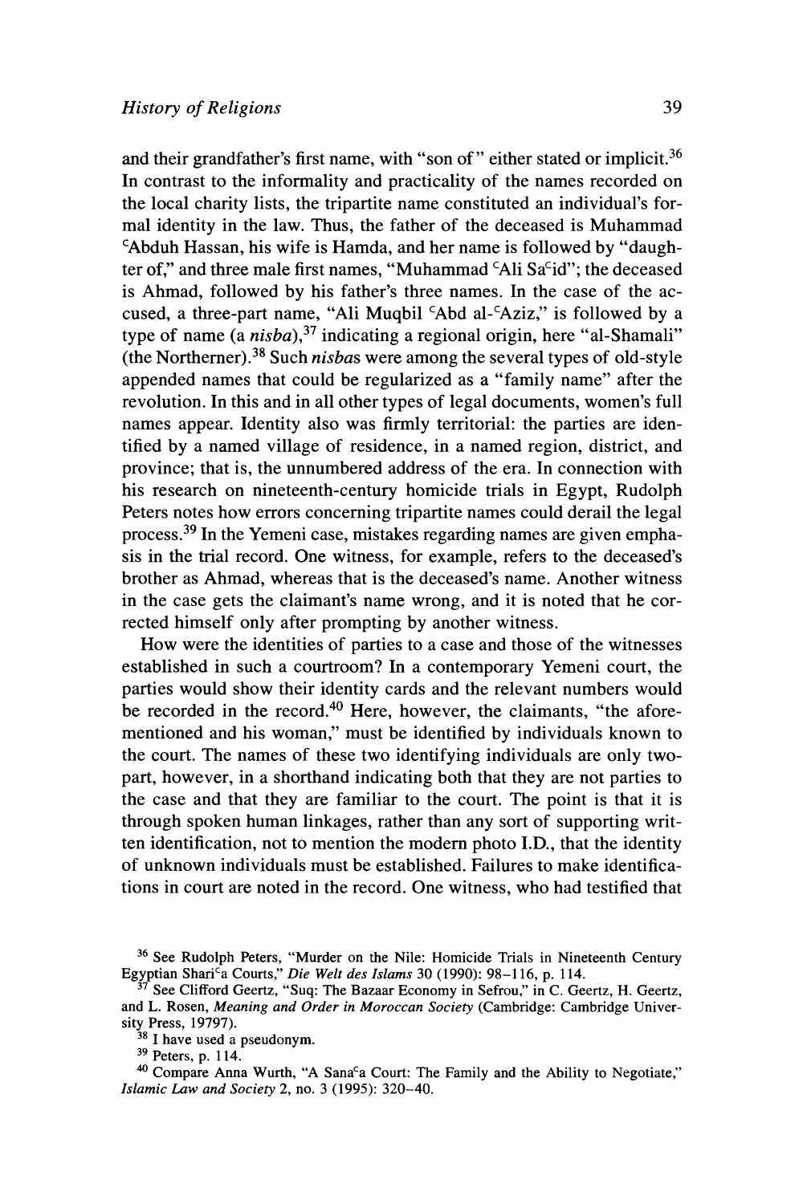and their grandfather's first name, with "son of" either stated or implicit.[36] In contrast to the informality and practicality of the names recorded on the local charity lists, the tripartite name constituted an individual's formal identity in the law. Thus, the father of the deceased is Muhammad ʿAbduh Hassan, his wife is Hamda, and her name is followed by "daughter of," and three male first names, "Muhammad ʿAli Saʿid"; the deceased is Ahmad, followed by his father's three names. In the case of the accused, a three-part name, "Ali Muqbil ʿAbd al-ʿAziz," is followed by a type of name (a *nisba*),[37] indicating a regional origin, here "al-Shamali" (the Northerner).[38] Such *nisba*s were among the several types of old-style appended names that could be regularized as a "family name" after the revolution. In this and in all other types of legal documents, women's full names appear. Identity also was firmly territorial: the parties are identified by a named village of residence, in a named region, district, and province; that is, the unnumbered address of the era. In connection with his research on nineteenth-century homicide trials in Egypt, Rudolph Peters notes how errors concerning tripartite names could derail the legal process.[39] In the Yemeni case, mistakes regarding names are given emphasis in the trial record. One witness, for example, refers to the deceased's brother as Ahmad, whereas that is the deceased's name. Another witness in the case gets the claimant's name wrong, and it is noted that he corrected himself only after prompting by another witness.

How were the identities of parties to a case and those of the witnesses established in such a courtroom? In a contemporary Yemeni court, the parties would show their identity cards and the relevant numbers would be recorded in the record.[40] Here, however, the claimants, "the aforementioned and his woman," must be identified by individuals known to the court. The names of these two identifying individuals are only two-part, however, in a shorthand indicating both that they are not parties to the case and that they are familiar to the court. The point is that it is through spoken human linkages, rather than any sort of supporting written identification, not to mention the modern photo I.D., that the identity of unknown individuals must be established. Failures to make identifications in court are noted in the record. One witness, who had testified that

[36] See Rudolph Peters, "Murder on the Nile: Homicide Trials in Nineteenth Century Egyptian Shariʿa Courts," *Die Welt des Islams* 30 (1990): 98–116, p. 114.

[37] See Clifford Geertz, "Suq: The Bazaar Economy in Sefrou," in C. Geertz, H. Geertz, and L. Rosen, *Meaning and Order in Moroccan Society* (Cambridge: Cambridge University Press, 19797).

[38] I have used a pseudonym.

[39] Peters, p. 114.

[40] Compare Anna Wurth, "A Sanaʿa Court: The Family and the Ability to Negotiate," *Islamic Law and Society* 2, no. 3 (1995): 320–40.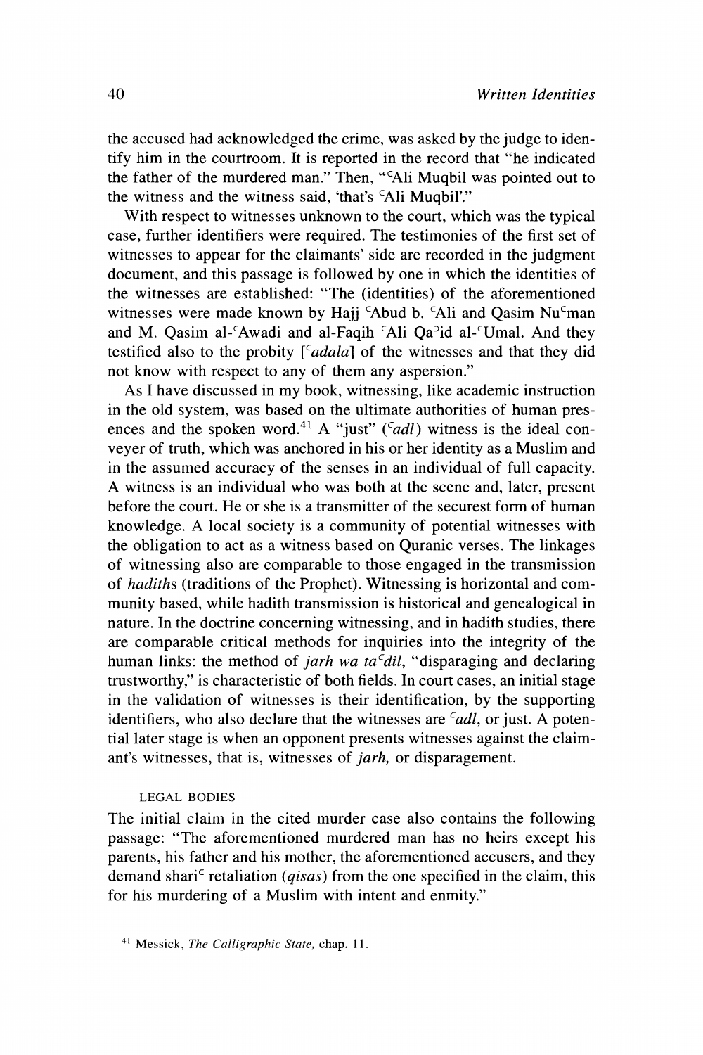the accused had acknowledged the crime, was asked by the judge to identify him in the courtroom. It is reported in the record that "he indicated the father of the murdered man." Then, "ʿAli Muqbil was pointed out to the witness and the witness said, 'that's ʿAli Muqbil'."

With respect to witnesses unknown to the court, which was the typical case, further identifiers were required. The testimonies of the first set of witnesses to appear for the claimants' side are recorded in the judgment document, and this passage is followed by one in which the identities of the witnesses are established: "The (identities) of the aforementioned witnesses were made known by Hajj ʿAbud b. ʿAli and Qasim Nuʿman and M. Qasim al-ʿAwadi and al-Faqih ʿAli Qaʾid al-ʿUmal. And they testified also to the probity [*ʿadala*] of the witnesses and that they did not know with respect to any of them any aspersion."

As I have discussed in my book, witnessing, like academic instruction in the old system, was based on the ultimate authorities of human presences and the spoken word.[41] A "just" (*ʿadl*) witness is the ideal conveyer of truth, which was anchored in his or her identity as a Muslim and in the assumed accuracy of the senses in an individual of full capacity. A witness is an individual who was both at the scene and, later, present before the court. He or she is a transmitter of the securest form of human knowledge. A local society is a community of potential witnesses with the obligation to act as a witness based on Quranic verses. The linkages of witnessing also are comparable to those engaged in the transmission of *hadith*s (traditions of the Prophet). Witnessing is horizontal and community based, while hadith transmission is historical and genealogical in nature. In the doctrine concerning witnessing, and in hadith studies, there are comparable critical methods for inquiries into the integrity of the human links: the method of *jarh wa taʿdil*, "disparaging and declaring trustworthy," is characteristic of both fields. In court cases, an initial stage in the validation of witnesses is their identification, by the supporting identifiers, who also declare that the witnesses are *ʿadl*, or just. A potential later stage is when an opponent presents witnesses against the claimant's witnesses, that is, witnesses of *jarh*, or disparagement.

### LEGAL BODIES

The initial claim in the cited murder case also contains the following passage: "The aforementioned murdered man has no heirs except his parents, his father and his mother, the aforementioned accusers, and they demand shariʿ retaliation (*qisas*) from the one specified in the claim, this for his murdering of a Muslim with intent and enmity."

[41] Messick, *The Calligraphic State*, chap. 11.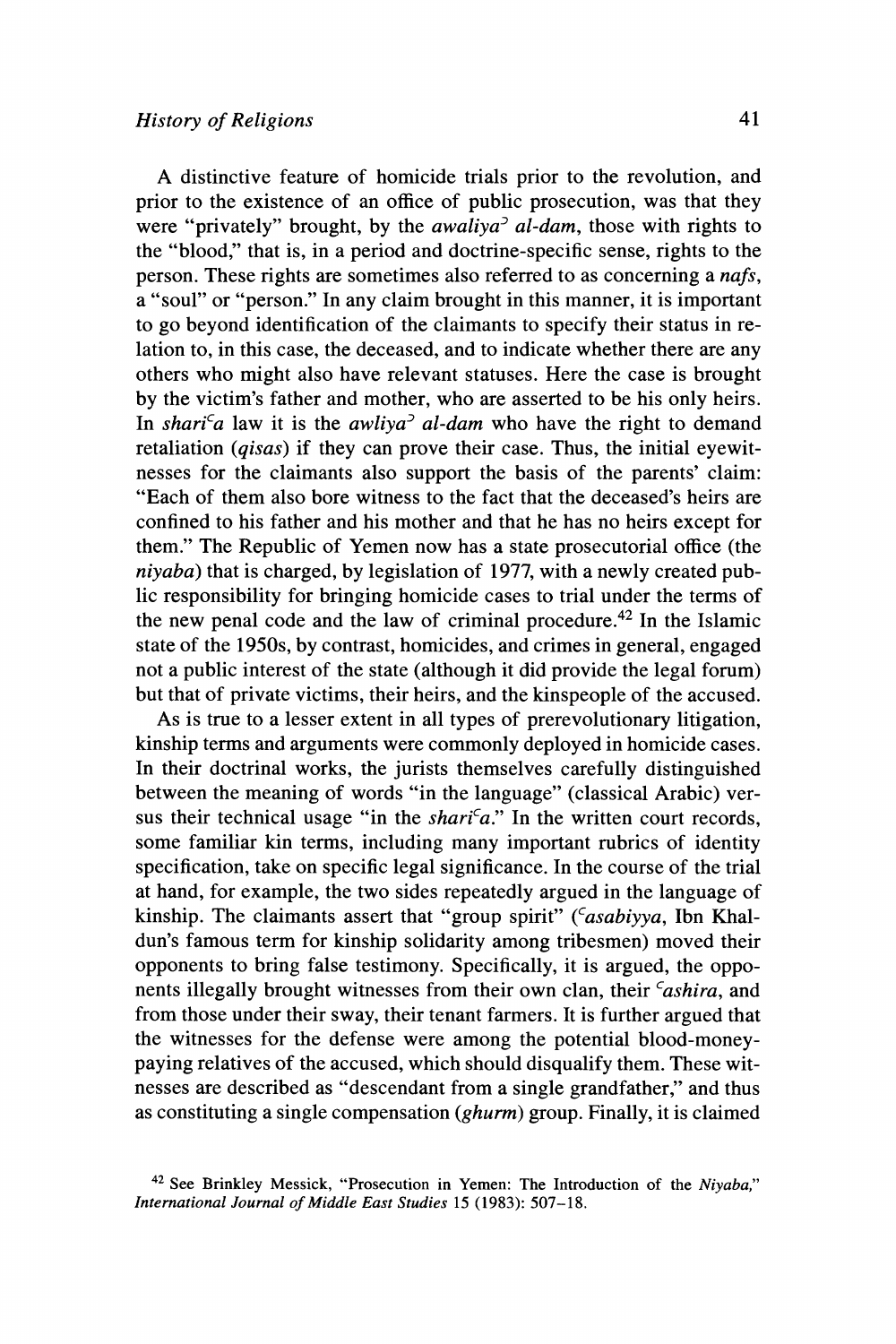A distinctive feature of homicide trials prior to the revolution, and prior to the existence of an office of public prosecution, was that they were "privately" brought, by the *awaliyaʾ al-dam*, those with rights to the "blood," that is, in a period and doctrine-specific sense, rights to the person. These rights are sometimes also referred to as concerning a *nafs*, a "soul" or "person." In any claim brought in this manner, it is important to go beyond identification of the claimants to specify their status in relation to, in this case, the deceased, and to indicate whether there are any others who might also have relevant statuses. Here the case is brought by the victim's father and mother, who are asserted to be his only heirs. In *shariʿa* law it is the *awliyaʾ al-dam* who have the right to demand retaliation (*qisas*) if they can prove their case. Thus, the initial eyewitnesses for the claimants also support the basis of the parents' claim: "Each of them also bore witness to the fact that the deceased's heirs are confined to his father and his mother and that he has no heirs except for them." The Republic of Yemen now has a state prosecutorial office (the *niyaba*) that is charged, by legislation of 1977, with a newly created public responsibility for bringing homicide cases to trial under the terms of the new penal code and the law of criminal procedure.[42] In the Islamic state of the 1950s, by contrast, homicides, and crimes in general, engaged not a public interest of the state (although it did provide the legal forum) but that of private victims, their heirs, and the kinspeople of the accused.

As is true to a lesser extent in all types of prerevolutionary litigation, kinship terms and arguments were commonly deployed in homicide cases. In their doctrinal works, the jurists themselves carefully distinguished between the meaning of words "in the language" (classical Arabic) versus their technical usage "in the *shariʿa*." In the written court records, some familiar kin terms, including many important rubrics of identity specification, take on specific legal significance. In the course of the trial at hand, for example, the two sides repeatedly argued in the language of kinship. The claimants assert that "group spirit" (*ʿasabiyya*, Ibn Khaldun's famous term for kinship solidarity among tribesmen) moved their opponents to bring false testimony. Specifically, it is argued, the opponents illegally brought witnesses from their own clan, their *ʿashira*, and from those under their sway, their tenant farmers. It is further argued that the witnesses for the defense were among the potential blood-money-paying relatives of the accused, which should disqualify them. These witnesses are described as "descendant from a single grandfather," and thus as constituting a single compensation (*ghurm*) group. Finally, it is claimed

[42] See Brinkley Messick, "Prosecution in Yemen: The Introduction of the *Niyaba*," *International Journal of Middle East Studies* 15 (1983): 507–18.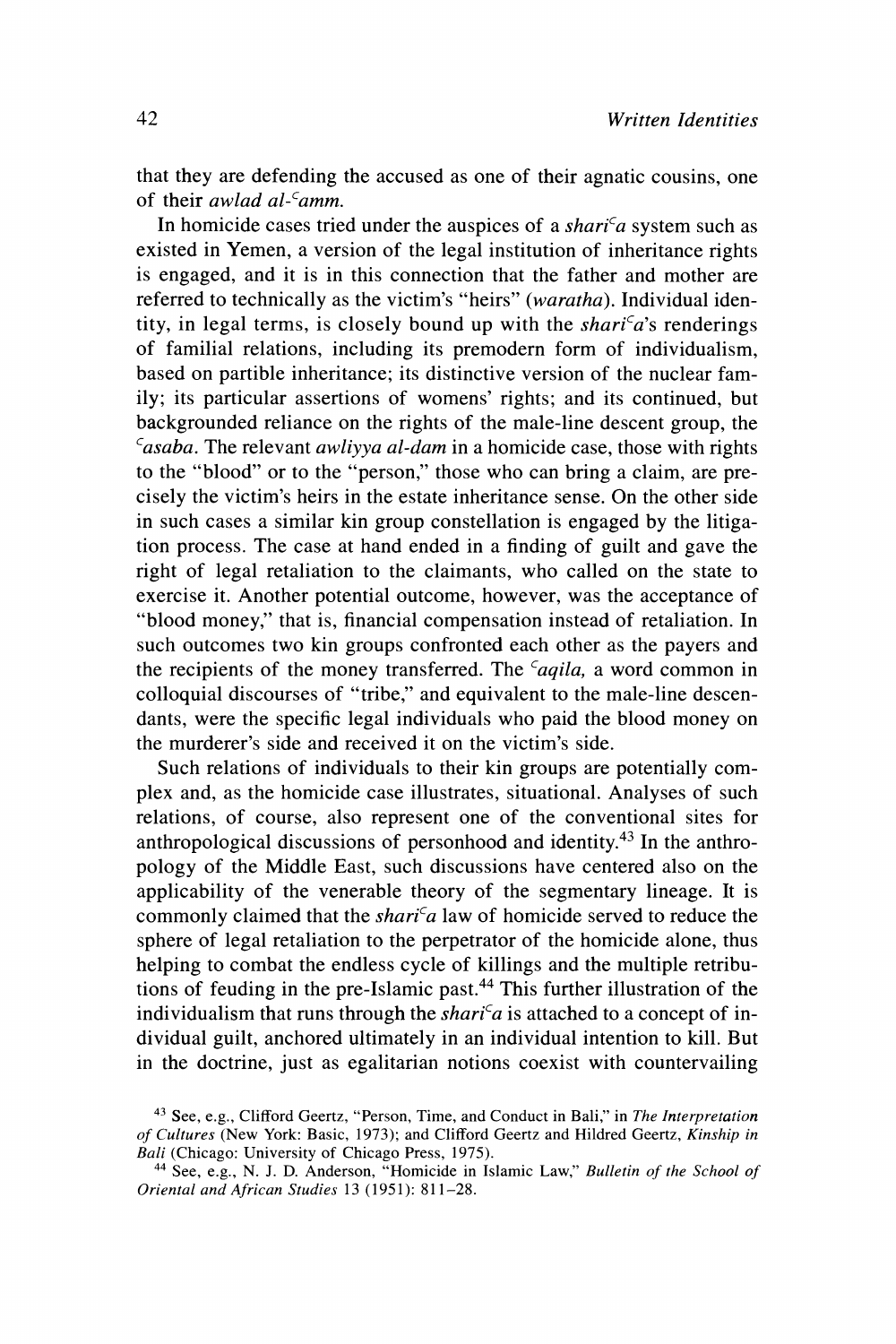that they are defending the accused as one of their agnatic cousins, one of their *awlad al-ᶜamm.*

In homicide cases tried under the auspices of a *shariᶜa* system such as existed in Yemen, a version of the legal institution of inheritance rights is engaged, and it is in this connection that the father and mother are referred to technically as the victim's "heirs" (*waratha*). Individual identity, in legal terms, is closely bound up with the *shariᶜa*'s renderings of familial relations, including its premodern form of individualism, based on partible inheritance; its distinctive version of the nuclear family; its particular assertions of womens' rights; and its continued, but backgrounded reliance on the rights of the male-line descent group, the *ᶜasaba*. The relevant *awliyya al-dam* in a homicide case, those with rights to the "blood" or to the "person," those who can bring a claim, are precisely the victim's heirs in the estate inheritance sense. On the other side in such cases a similar kin group constellation is engaged by the litigation process. The case at hand ended in a finding of guilt and gave the right of legal retaliation to the claimants, who called on the state to exercise it. Another potential outcome, however, was the acceptance of "blood money," that is, financial compensation instead of retaliation. In such outcomes two kin groups confronted each other as the payers and the recipients of the money transferred. The *ᶜaqila,* a word common in colloquial discourses of "tribe," and equivalent to the male-line descendants, were the specific legal individuals who paid the blood money on the murderer's side and received it on the victim's side.

Such relations of individuals to their kin groups are potentially complex and, as the homicide case illustrates, situational. Analyses of such relations, of course, also represent one of the conventional sites for anthropological discussions of personhood and identity.[43] In the anthropology of the Middle East, such discussions have centered also on the applicability of the venerable theory of the segmentary lineage. It is commonly claimed that the *shariᶜa* law of homicide served to reduce the sphere of legal retaliation to the perpetrator of the homicide alone, thus helping to combat the endless cycle of killings and the multiple retributions of feuding in the pre-Islamic past.[44] This further illustration of the individualism that runs through the *shariᶜa* is attached to a concept of individual guilt, anchored ultimately in an individual intention to kill. But in the doctrine, just as egalitarian notions coexist with countervailing

[43] See, e.g., Clifford Geertz, "Person, Time, and Conduct in Bali," in *The Interpretation of Cultures* (New York: Basic, 1973); and Clifford Geertz and Hildred Geertz, *Kinship in Bali* (Chicago: University of Chicago Press, 1975).

[44] See, e.g., N. J. D. Anderson, "Homicide in Islamic Law," *Bulletin of the School of Oriental and African Studies* 13 (1951): 811–28.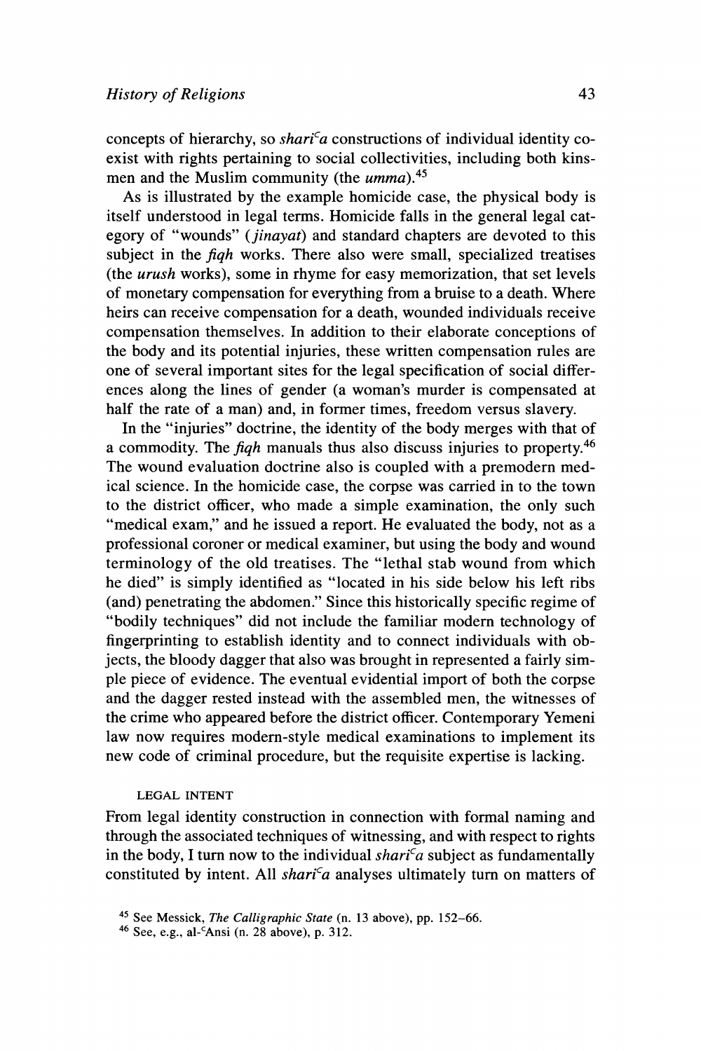concepts of hierarchy, so *shari*ᶜ*a* constructions of individual identity co-exist with rights pertaining to social collectivities, including both kinsmen and the Muslim community (the *umma*).[45]

As is illustrated by the example homicide case, the physical body is itself understood in legal terms. Homicide falls in the general legal category of "wounds" (*jinayat*) and standard chapters are devoted to this subject in the *fiqh* works. There also were small, specialized treatises (the *urush* works), some in rhyme for easy memorization, that set levels of monetary compensation for everything from a bruise to a death. Where heirs can receive compensation for a death, wounded individuals receive compensation themselves. In addition to their elaborate conceptions of the body and its potential injuries, these written compensation rules are one of several important sites for the legal specification of social differences along the lines of gender (a woman's murder is compensated at half the rate of a man) and, in former times, freedom versus slavery.

In the "injuries" doctrine, the identity of the body merges with that of a commodity. The *fiqh* manuals thus also discuss injuries to property.[46] The wound evaluation doctrine also is coupled with a premodern medical science. In the homicide case, the corpse was carried in to the town to the district officer, who made a simple examination, the only such "medical exam," and he issued a report. He evaluated the body, not as a professional coroner or medical examiner, but using the body and wound terminology of the old treatises. The "lethal stab wound from which he died" is simply identified as "located in his side below his left ribs (and) penetrating the abdomen." Since this historically specific regime of "bodily techniques" did not include the familiar modern technology of fingerprinting to establish identity and to connect individuals with objects, the bloody dagger that also was brought in represented a fairly simple piece of evidence. The eventual evidential import of both the corpse and the dagger rested instead with the assembled men, the witnesses of the crime who appeared before the district officer. Contemporary Yemeni law now requires modern-style medical examinations to implement its new code of criminal procedure, but the requisite expertise is lacking.

## LEGAL INTENT

From legal identity construction in connection with formal naming and through the associated techniques of witnessing, and with respect to rights in the body, I turn now to the individual *shari*ᶜ*a* subject as fundamentally constituted by intent. All *shari*ᶜ*a* analyses ultimately turn on matters of

[45] See Messick, *The Calligraphic State* (n. 13 above), pp. 152–66.

[46] See, e.g., al-ᶜAnsi (n. 28 above), p. 312.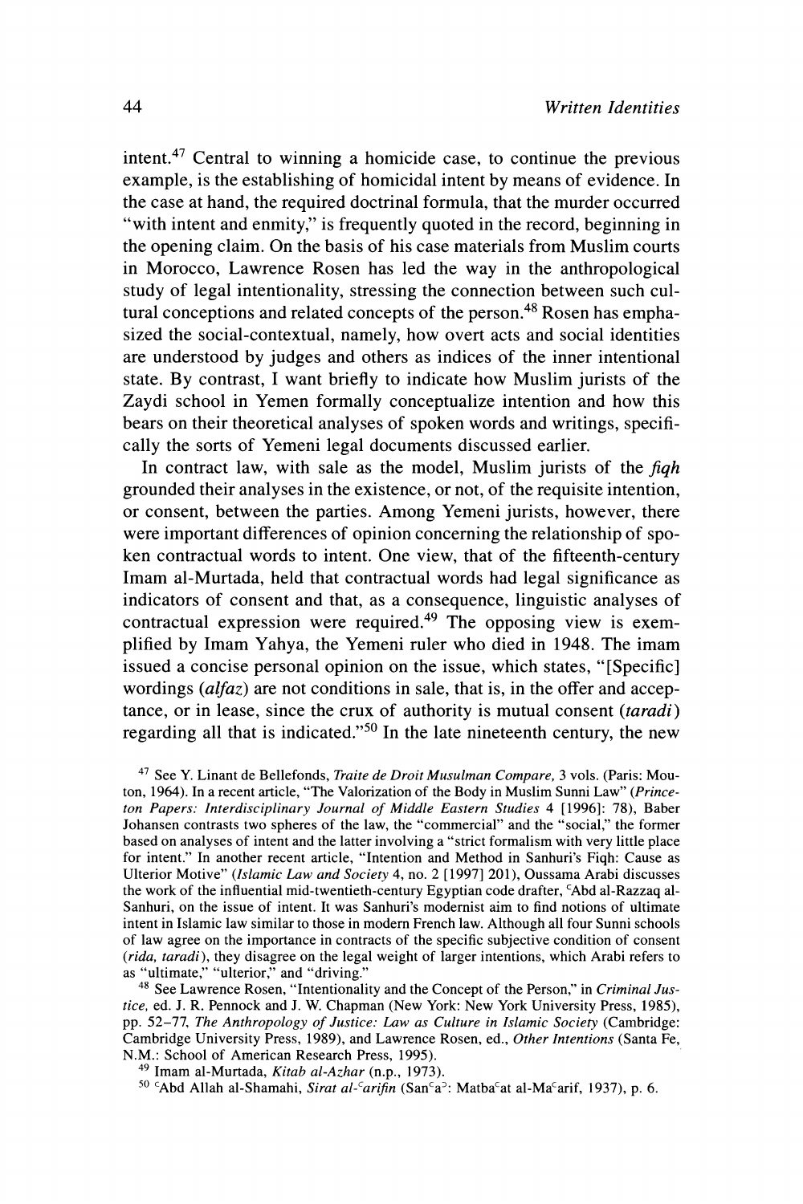intent.[47] Central to winning a homicide case, to continue the previous example, is the establishing of homicidal intent by means of evidence. In the case at hand, the required doctrinal formula, that the murder occurred "with intent and enmity," is frequently quoted in the record, beginning in the opening claim. On the basis of his case materials from Muslim courts in Morocco, Lawrence Rosen has led the way in the anthropological study of legal intentionality, stressing the connection between such cultural conceptions and related concepts of the person.[48] Rosen has emphasized the social-contextual, namely, how overt acts and social identities are understood by judges and others as indices of the inner intentional state. By contrast, I want briefly to indicate how Muslim jurists of the Zaydi school in Yemen formally conceptualize intention and how this bears on their theoretical analyses of spoken words and writings, specifically the sorts of Yemeni legal documents discussed earlier.

In contract law, with sale as the model, Muslim jurists of the *fiqh* grounded their analyses in the existence, or not, of the requisite intention, or consent, between the parties. Among Yemeni jurists, however, there were important differences of opinion concerning the relationship of spoken contractual words to intent. One view, that of the fifteenth-century Imam al-Murtada, held that contractual words had legal significance as indicators of consent and that, as a consequence, linguistic analyses of contractual expression were required.[49] The opposing view is exemplified by Imam Yahya, the Yemeni ruler who died in 1948. The imam issued a concise personal opinion on the issue, which states, "[Specific] wordings (*alfaz*) are not conditions in sale, that is, in the offer and acceptance, or in lease, since the crux of authority is mutual consent (*taradi*) regarding all that is indicated."[50] In the late nineteenth century, the new

[47] See Y. Linant de Bellefonds, *Traite de Droit Musulman Compare*, 3 vols. (Paris: Mouton, 1964). In a recent article, "The Valorization of the Body in Muslim Sunni Law" (*Princeton Papers: Interdisciplinary Journal of Middle Eastern Studies* 4 [1996]: 78), Baber Johansen contrasts two spheres of the law, the "commercial" and the "social," the former based on analyses of intent and the latter involving a "strict formalism with very little place for intent." In another recent article, "Intention and Method in Sanhuri's Fiqh: Cause as Ulterior Motive" (*Islamic Law and Society* 4, no. 2 [1997] 201), Oussama Arabi discusses the work of the influential mid-twentieth-century Egyptian code drafter, ᶜAbd al-Razzaq al-Sanhuri, on the issue of intent. It was Sanhuri's modernist aim to find notions of ultimate intent in Islamic law similar to those in modern French law. Although all four Sunni schools of law agree on the importance in contracts of the specific subjective condition of consent (*rida, taradi*), they disagree on the legal weight of larger intentions, which Arabi refers to as "ultimate," "ulterior," and "driving."

[48] See Lawrence Rosen, "Intentionality and the Concept of the Person," in *Criminal Justice*, ed. J. R. Pennock and J. W. Chapman (New York: New York University Press, 1985), pp. 52–77, *The Anthropology of Justice: Law as Culture in Islamic Society* (Cambridge: Cambridge University Press, 1989), and Lawrence Rosen, ed., *Other Intentions* (Santa Fe, N.M.: School of American Research Press, 1995).

[49] Imam al-Murtada, *Kitab al-Azhar* (n.p., 1973).

[50] ᶜAbd Allah al-Shamahi, *Sirat al-ᶜarifin* (Sanᶜaᵓ: Matbaᶜat al-Maᶜarif, 1937), p. 6.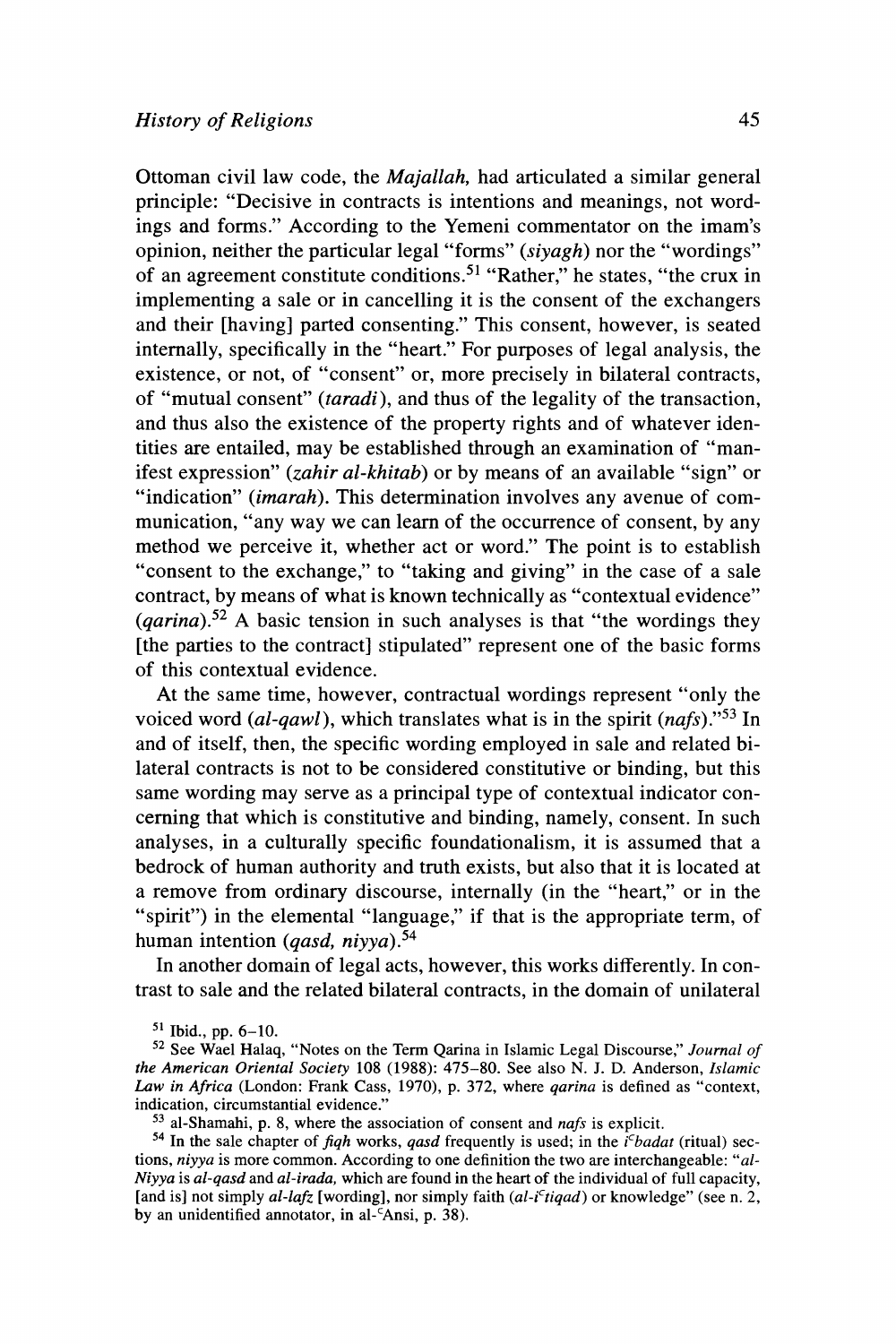Ottoman civil law code, the *Majallah,* had articulated a similar general principle: "Decisive in contracts is intentions and meanings, not wordings and forms." According to the Yemeni commentator on the imam's opinion, neither the particular legal "forms" (*siyagh*) nor the "wordings" of an agreement constitute conditions.[51] "Rather," he states, "the crux in implementing a sale or in cancelling it is the consent of the exchangers and their [having] parted consenting." This consent, however, is seated internally, specifically in the "heart." For purposes of legal analysis, the existence, or not, of "consent" or, more precisely in bilateral contracts, of "mutual consent" (*taradi*), and thus of the legality of the transaction, and thus also the existence of the property rights and of whatever identities are entailed, may be established through an examination of "manifest expression" (*zahir al-khitab*) or by means of an available "sign" or "indication" (*imarah*). This determination involves any avenue of communication, "any way we can learn of the occurrence of consent, by any method we perceive it, whether act or word." The point is to establish "consent to the exchange," to "taking and giving" in the case of a sale contract, by means of what is known technically as "contextual evidence" (*qarina*).[52] A basic tension in such analyses is that "the wordings they [the parties to the contract] stipulated" represent one of the basic forms of this contextual evidence.

At the same time, however, contractual wordings represent "only the voiced word (*al-qawl*), which translates what is in the spirit (*nafs*)."[53] In and of itself, then, the specific wording employed in sale and related bilateral contracts is not to be considered constitutive or binding, but this same wording may serve as a principal type of contextual indicator concerning that which is constitutive and binding, namely, consent. In such analyses, in a culturally specific foundationalism, it is assumed that a bedrock of human authority and truth exists, but also that it is located at a remove from ordinary discourse, internally (in the "heart," or in the "spirit") in the elemental "language," if that is the appropriate term, of human intention (*qasd, niyya*).[54]

In another domain of legal acts, however, this works differently. In contrast to sale and the related bilateral contracts, in the domain of unilateral

---

[51] Ibid., pp. 6–10.

[52] See Wael Halaq, "Notes on the Term Qarina in Islamic Legal Discourse," *Journal of the American Oriental Society* 108 (1988): 475–80. See also N. J. D. Anderson, *Islamic Law in Africa* (London: Frank Cass, 1970), p. 372, where *qarina* is defined as "context, indication, circumstantial evidence."

[53] al-Shamahi, p. 8, where the association of consent and *nafs* is explicit.

[54] In the sale chapter of *fiqh* works, *qasd* frequently is used; in the *i*ᶜ*badat* (ritual) sections, *niyya* is more common. According to one definition the two are interchangeable: "*al-Niyya* is *al-qasd* and *al-irada,* which are found in the heart of the individual of full capacity, [and is] not simply *al-lafz* [wording], nor simply faith (*al-i*ᶜ*tiqad*) or knowledge" (see n. 2, by an unidentified annotator, in al-ᶜAnsi, p. 38).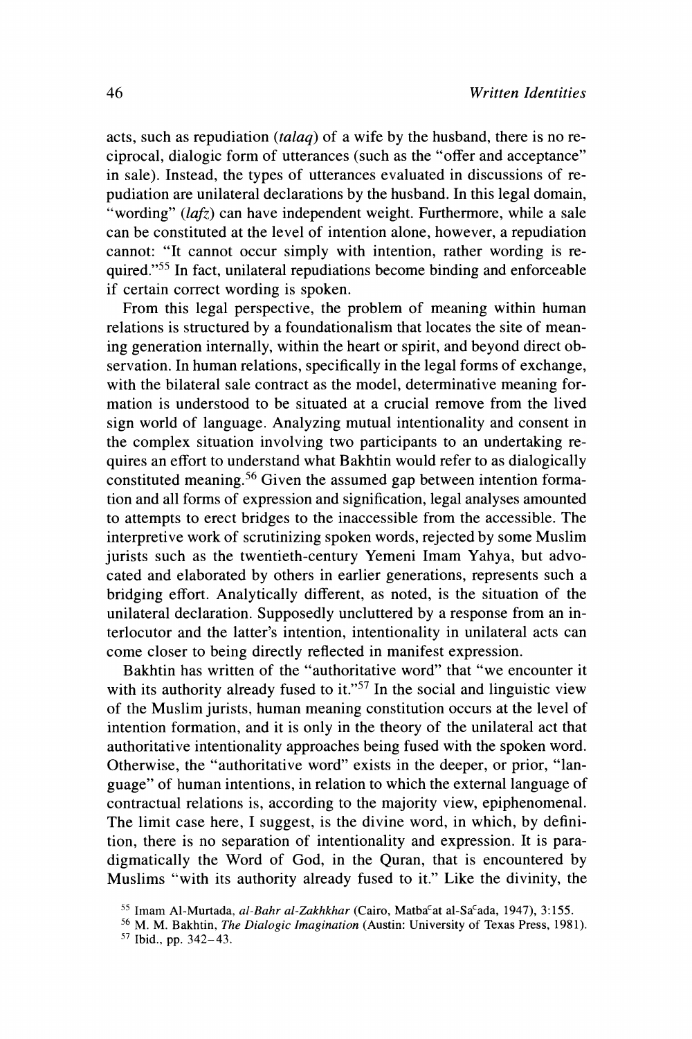acts, such as repudiation (*talaq*) of a wife by the husband, there is no reciprocal, dialogic form of utterances (such as the "offer and acceptance" in sale). Instead, the types of utterances evaluated in discussions of repudiation are unilateral declarations by the husband. In this legal domain, "wording" (*lafz*) can have independent weight. Furthermore, while a sale can be constituted at the level of intention alone, however, a repudiation cannot: "It cannot occur simply with intention, rather wording is required."[55] In fact, unilateral repudiations become binding and enforceable if certain correct wording is spoken.

From this legal perspective, the problem of meaning within human relations is structured by a foundationalism that locates the site of meaning generation internally, within the heart or spirit, and beyond direct observation. In human relations, specifically in the legal forms of exchange, with the bilateral sale contract as the model, determinative meaning formation is understood to be situated at a crucial remove from the lived sign world of language. Analyzing mutual intentionality and consent in the complex situation involving two participants to an undertaking requires an effort to understand what Bakhtin would refer to as dialogically constituted meaning.[56] Given the assumed gap between intention formation and all forms of expression and signification, legal analyses amounted to attempts to erect bridges to the inaccessible from the accessible. The interpretive work of scrutinizing spoken words, rejected by some Muslim jurists such as the twentieth-century Yemeni Imam Yahya, but advocated and elaborated by others in earlier generations, represents such a bridging effort. Analytically different, as noted, is the situation of the unilateral declaration. Supposedly uncluttered by a response from an interlocutor and the latter's intention, intentionality in unilateral acts can come closer to being directly reflected in manifest expression.

Bakhtin has written of the "authoritative word" that "we encounter it with its authority already fused to it."[57] In the social and linguistic view of the Muslim jurists, human meaning constitution occurs at the level of intention formation, and it is only in the theory of the unilateral act that authoritative intentionality approaches being fused with the spoken word. Otherwise, the "authoritative word" exists in the deeper, or prior, "language" of human intentions, in relation to which the external language of contractual relations is, according to the majority view, epiphenomenal. The limit case here, I suggest, is the divine word, in which, by definition, there is no separation of intentionality and expression. It is paradigmatically the Word of God, in the Quran, that is encountered by Muslims "with its authority already fused to it." Like the divinity, the

[55] Imam Al-Murtada, *al-Bahr al-Zakhkhar* (Cairo, Matbaᶜat al-Saᶜada, 1947), 3:155.

[56] M. M. Bakhtin, *The Dialogic Imagination* (Austin: University of Texas Press, 1981).

[57] Ibid., pp. 342–43.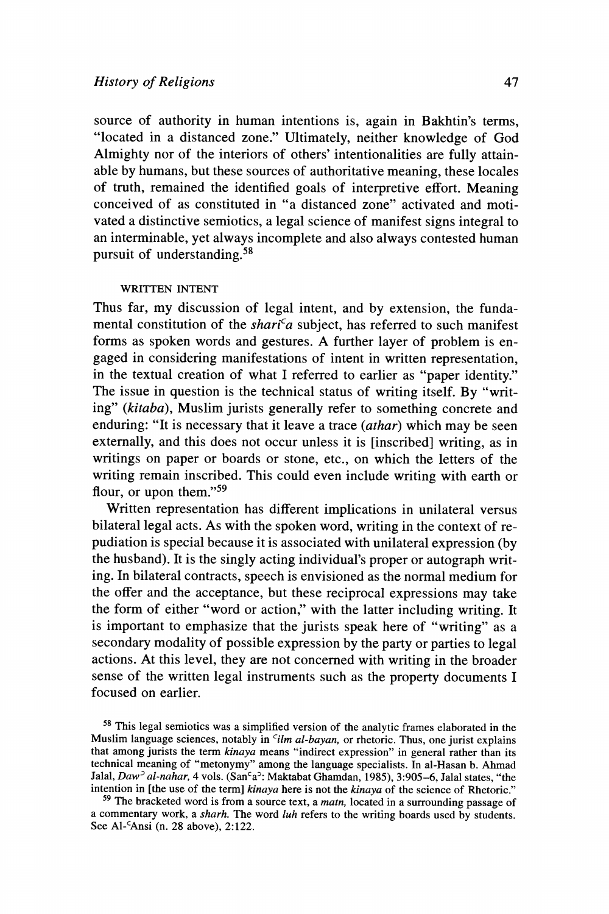source of authority in human intentions is, again in Bakhtin's terms, "located in a distanced zone." Ultimately, neither knowledge of God Almighty nor of the interiors of others' intentionalities are fully attainable by humans, but these sources of authoritative meaning, these locales of truth, remained the identified goals of interpretive effort. Meaning conceived of as constituted in "a distanced zone" activated and motivated a distinctive semiotics, a legal science of manifest signs integral to an interminable, yet always incomplete and also always contested human pursuit of understanding.[58]

### WRITTEN INTENT

Thus far, my discussion of legal intent, and by extension, the fundamental constitution of the *shari*ᶜ*a* subject, has referred to such manifest forms as spoken words and gestures. A further layer of problem is engaged in considering manifestations of intent in written representation, in the textual creation of what I referred to earlier as "paper identity." The issue in question is the technical status of writing itself. By "writing" (*kitaba*), Muslim jurists generally refer to something concrete and enduring: "It is necessary that it leave a trace (*athar*) which may be seen externally, and this does not occur unless it is [inscribed] writing, as in writings on paper or boards or stone, etc., on which the letters of the writing remain inscribed. This could even include writing with earth or flour, or upon them."[59]

Written representation has different implications in unilateral versus bilateral legal acts. As with the spoken word, writing in the context of repudiation is special because it is associated with unilateral expression (by the husband). It is the singly acting individual's proper or autograph writing. In bilateral contracts, speech is envisioned as the normal medium for the offer and the acceptance, but these reciprocal expressions may take the form of either "word or action," with the latter including writing. It is important to emphasize that the jurists speak here of "writing" as a secondary modality of possible expression by the party or parties to legal actions. At this level, they are not concerned with writing in the broader sense of the written legal instruments such as the property documents I focused on earlier.

---

[58] This legal semiotics was a simplified version of the analytic frames elaborated in the Muslim language sciences, notably in ᶜ*ilm al-bayan*, or rhetoric. Thus, one jurist explains that among jurists the term *kinaya* means "indirect expression" in general rather than its technical meaning of "metonymy" among the language specialists. In al-Hasan b. Ahmad Jalal, *Daw*ᵓ *al-nahar*, 4 vols. (Sanᶜaᵓ: Maktabat Ghamdan, 1985), 3:905–6, Jalal states, "the intention in [the use of the term] *kinaya* here is not the *kinaya* of the science of Rhetoric."

[59] The bracketed word is from a source text, a *matn*, located in a surrounding passage of a commentary work, a *sharh*. The word *luh* refers to the writing boards used by students. See Al-ᶜAnsi (n. 28 above), 2:122.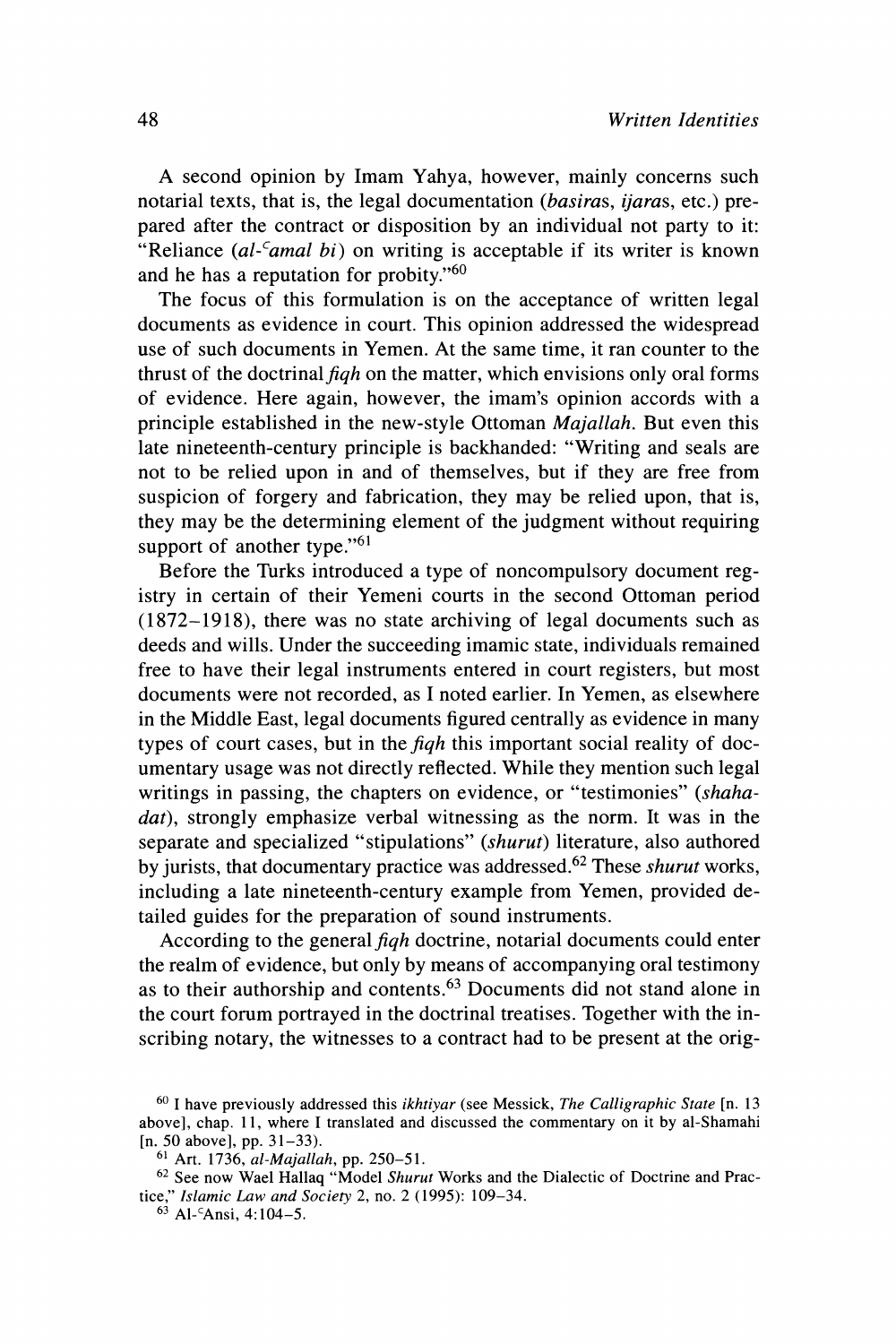A second opinion by Imam Yahya, however, mainly concerns such notarial texts, that is, the legal documentation (*basira*s, *ijara*s, etc.) prepared after the contract or disposition by an individual not party to it: "Reliance (*al-ᶜamal bi*) on writing is acceptable if its writer is known and he has a reputation for probity."[60]

The focus of this formulation is on the acceptance of written legal documents as evidence in court. This opinion addressed the widespread use of such documents in Yemen. At the same time, it ran counter to the thrust of the doctrinal *fiqh* on the matter, which envisions only oral forms of evidence. Here again, however, the imam's opinion accords with a principle established in the new-style Ottoman *Majallah*. But even this late nineteenth-century principle is backhanded: "Writing and seals are not to be relied upon in and of themselves, but if they are free from suspicion of forgery and fabrication, they may be relied upon, that is, they may be the determining element of the judgment without requiring support of another type."[61]

Before the Turks introduced a type of noncompulsory document registry in certain of their Yemeni courts in the second Ottoman period (1872–1918), there was no state archiving of legal documents such as deeds and wills. Under the succeeding imamic state, individuals remained free to have their legal instruments entered in court registers, but most documents were not recorded, as I noted earlier. In Yemen, as elsewhere in the Middle East, legal documents figured centrally as evidence in many types of court cases, but in the *fiqh* this important social reality of documentary usage was not directly reflected. While they mention such legal writings in passing, the chapters on evidence, or "testimonies" (*shahadat*), strongly emphasize verbal witnessing as the norm. It was in the separate and specialized "stipulations" (*shurut*) literature, also authored by jurists, that documentary practice was addressed.[62] These *shurut* works, including a late nineteenth-century example from Yemen, provided detailed guides for the preparation of sound instruments.

According to the general *fiqh* doctrine, notarial documents could enter the realm of evidence, but only by means of accompanying oral testimony as to their authorship and contents.[63] Documents did not stand alone in the court forum portrayed in the doctrinal treatises. Together with the inscribing notary, the witnesses to a contract had to be present at the orig-

---

[60] I have previously addressed this *ikhtiyar* (see Messick, *The Calligraphic State* [n. 13 above], chap. 11, where I translated and discussed the commentary on it by al-Shamahi [n. 50 above], pp. 31–33).

[61] Art. 1736, *al-Majallah*, pp. 250–51.

[62] See now Wael Hallaq "Model *Shurut* Works and the Dialectic of Doctrine and Practice," *Islamic Law and Society* 2, no. 2 (1995): 109–34.

[63] Al-ᶜAnsi, 4:104–5.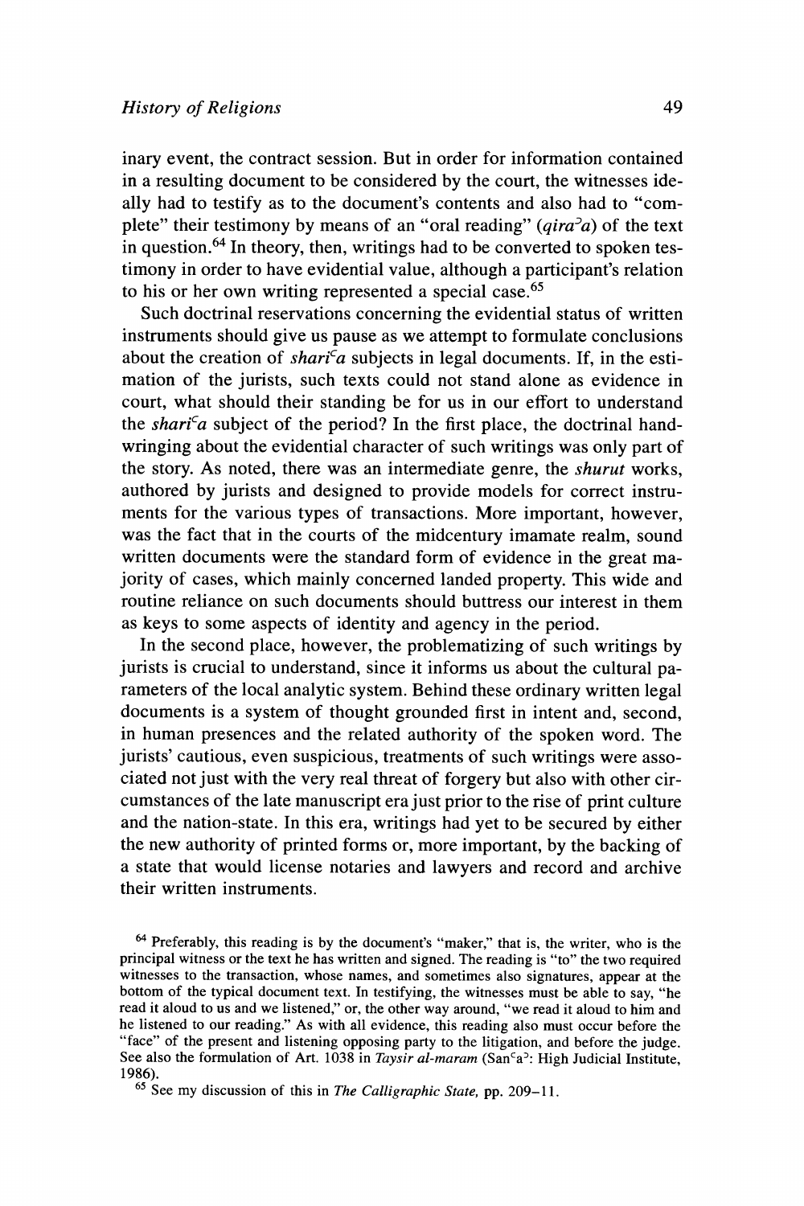inary event, the contract session. But in order for information contained in a resulting document to be considered by the court, the witnesses ideally had to testify as to the document's contents and also had to "complete" their testimony by means of an "oral reading" (*qira*ʾ*a*) of the text in question.[64] In theory, then, writings had to be converted to spoken testimony in order to have evidential value, although a participant's relation to his or her own writing represented a special case.[65]

Such doctrinal reservations concerning the evidential status of written instruments should give us pause as we attempt to formulate conclusions about the creation of *shari*ʿ*a* subjects in legal documents. If, in the estimation of the jurists, such texts could not stand alone as evidence in court, what should their standing be for us in our effort to understand the *shari*ʿ*a* subject of the period? In the first place, the doctrinal handwringing about the evidential character of such writings was only part of the story. As noted, there was an intermediate genre, the *shurut* works, authored by jurists and designed to provide models for correct instruments for the various types of transactions. More important, however, was the fact that in the courts of the midcentury imamate realm, sound written documents were the standard form of evidence in the great majority of cases, which mainly concerned landed property. This wide and routine reliance on such documents should buttress our interest in them as keys to some aspects of identity and agency in the period.

In the second place, however, the problematizing of such writings by jurists is crucial to understand, since it informs us about the cultural parameters of the local analytic system. Behind these ordinary written legal documents is a system of thought grounded first in intent and, second, in human presences and the related authority of the spoken word. The jurists' cautious, even suspicious, treatments of such writings were associated not just with the very real threat of forgery but also with other circumstances of the late manuscript era just prior to the rise of print culture and the nation-state. In this era, writings had yet to be secured by either the new authority of printed forms or, more important, by the backing of a state that would license notaries and lawyers and record and archive their written instruments.

[64] Preferably, this reading is by the document's "maker," that is, the writer, who is the principal witness or the text he has written and signed. The reading is "to" the two required witnesses to the transaction, whose names, and sometimes also signatures, appear at the bottom of the typical document text. In testifying, the witnesses must be able to say, "he read it aloud to us and we listened," or, the other way around, "we read it aloud to him and he listened to our reading." As with all evidence, this reading also must occur before the "face" of the present and listening opposing party to the litigation, and before the judge. See also the formulation of Art. 1038 in *Taysir al-maram* (Sanʿaʾ: High Judicial Institute, 1986).

[65] See my discussion of this in *The Calligraphic State*, pp. 209–11.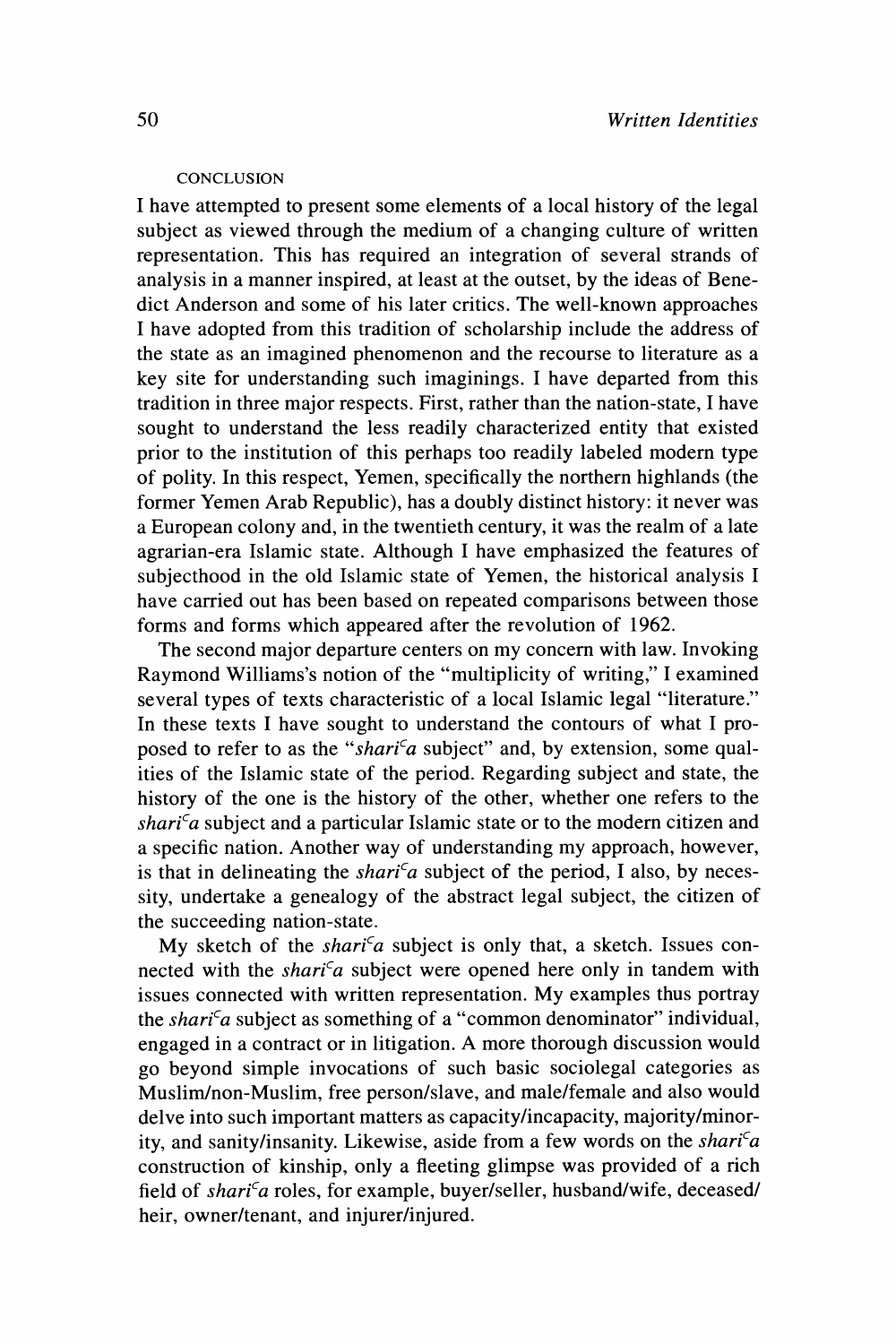## CONCLUSION

I have attempted to present some elements of a local history of the legal subject as viewed through the medium of a changing culture of written representation. This has required an integration of several strands of analysis in a manner inspired, at least at the outset, by the ideas of Benedict Anderson and some of his later critics. The well-known approaches I have adopted from this tradition of scholarship include the address of the state as an imagined phenomenon and the recourse to literature as a key site for understanding such imaginings. I have departed from this tradition in three major respects. First, rather than the nation-state, I have sought to understand the less readily characterized entity that existed prior to the institution of this perhaps too readily labeled modern type of polity. In this respect, Yemen, specifically the northern highlands (the former Yemen Arab Republic), has a doubly distinct history: it never was a European colony and, in the twentieth century, it was the realm of a late agrarian-era Islamic state. Although I have emphasized the features of subjecthood in the old Islamic state of Yemen, the historical analysis I have carried out has been based on repeated comparisons between those forms and forms which appeared after the revolution of 1962.

The second major departure centers on my concern with law. Invoking Raymond Williams's notion of the "multiplicity of writing," I examined several types of texts characteristic of a local Islamic legal "literature." In these texts I have sought to understand the contours of what I proposed to refer to as the "*shariᶜa* subject" and, by extension, some qualities of the Islamic state of the period. Regarding subject and state, the history of the one is the history of the other, whether one refers to the *shariᶜa* subject and a particular Islamic state or to the modern citizen and a specific nation. Another way of understanding my approach, however, is that in delineating the *shariᶜa* subject of the period, I also, by necessity, undertake a genealogy of the abstract legal subject, the citizen of the succeeding nation-state.

My sketch of the *shariᶜa* subject is only that, a sketch. Issues connected with the *shariᶜa* subject were opened here only in tandem with issues connected with written representation. My examples thus portray the *shariᶜa* subject as something of a "common denominator" individual, engaged in a contract or in litigation. A more thorough discussion would go beyond simple invocations of such basic sociolegal categories as Muslim/non-Muslim, free person/slave, and male/female and also would delve into such important matters as capacity/incapacity, majority/minority, and sanity/insanity. Likewise, aside from a few words on the *shariᶜa* construction of kinship, only a fleeting glimpse was provided of a rich field of *shariᶜa* roles, for example, buyer/seller, husband/wife, deceased/heir, owner/tenant, and injurer/injured.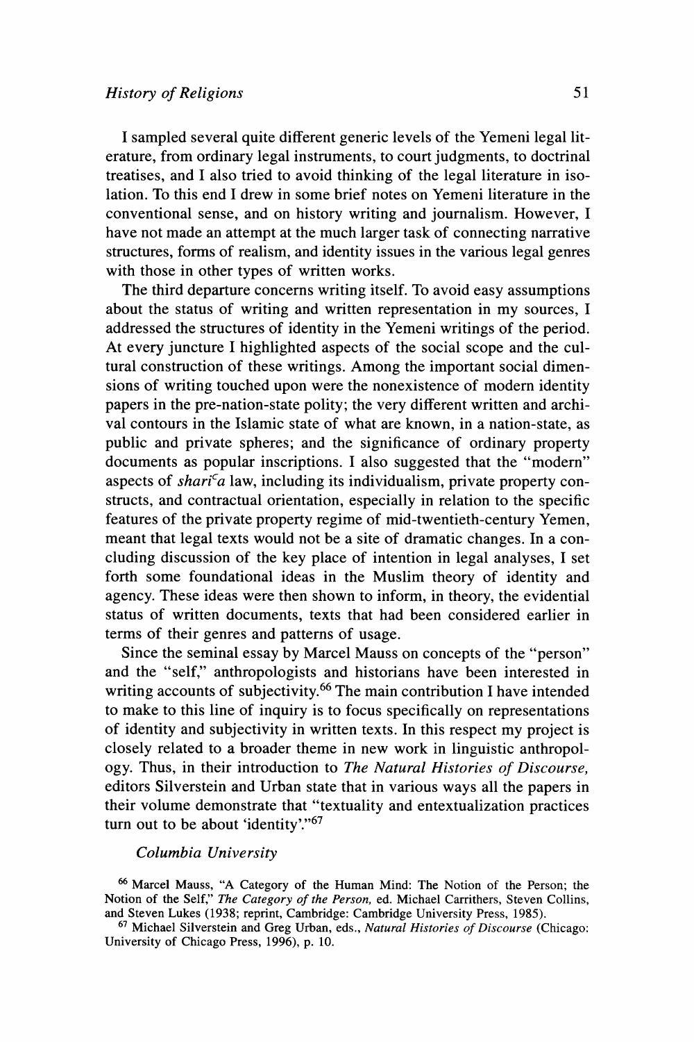I sampled several quite different generic levels of the Yemeni legal literature, from ordinary legal instruments, to court judgments, to doctrinal treatises, and I also tried to avoid thinking of the legal literature in isolation. To this end I drew in some brief notes on Yemeni literature in the conventional sense, and on history writing and journalism. However, I have not made an attempt at the much larger task of connecting narrative structures, forms of realism, and identity issues in the various legal genres with those in other types of written works.

The third departure concerns writing itself. To avoid easy assumptions about the status of writing and written representation in my sources, I addressed the structures of identity in the Yemeni writings of the period. At every juncture I highlighted aspects of the social scope and the cultural construction of these writings. Among the important social dimensions of writing touched upon were the nonexistence of modern identity papers in the pre-nation-state polity; the very different written and archival contours in the Islamic state of what are known, in a nation-state, as public and private spheres; and the significance of ordinary property documents as popular inscriptions. I also suggested that the "modern" aspects of *shari$^{c}$a* law, including its individualism, private property constructs, and contractual orientation, especially in relation to the specific features of the private property regime of mid-twentieth-century Yemen, meant that legal texts would not be a site of dramatic changes. In a concluding discussion of the key place of intention in legal analyses, I set forth some foundational ideas in the Muslim theory of identity and agency. These ideas were then shown to inform, in theory, the evidential status of written documents, texts that had been considered earlier in terms of their genres and patterns of usage.

Since the seminal essay by Marcel Mauss on concepts of the "person" and the "self," anthropologists and historians have been interested in writing accounts of subjectivity.[66] The main contribution I have intended to make to this line of inquiry is to focus specifically on representations of identity and subjectivity in written texts. In this respect my project is closely related to a broader theme in new work in linguistic anthropology. Thus, in their introduction to *The Natural Histories of Discourse,* editors Silverstein and Urban state that in various ways all the papers in their volume demonstrate that "textuality and entextualization practices turn out to be about 'identity'."[67]

*Columbia University*

[66] Marcel Mauss, "A Category of the Human Mind: The Notion of the Person; the Notion of the Self," *The Category of the Person,* ed. Michael Carrithers, Steven Collins, and Steven Lukes (1938; reprint, Cambridge: Cambridge University Press, 1985).

[67] Michael Silverstein and Greg Urban, eds., *Natural Histories of Discourse* (Chicago: University of Chicago Press, 1996), p. 10.